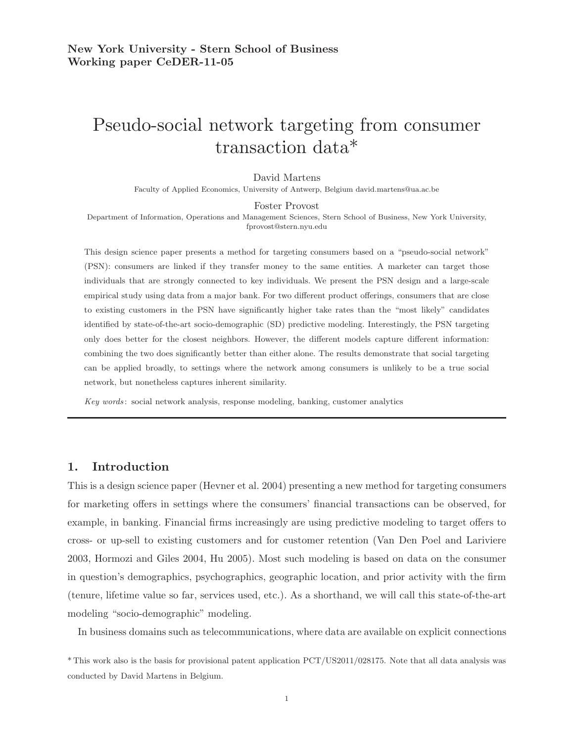**New York University - Stern School of Business**
**Working paper CeDER-11-05**

# Pseudo-social network targeting from consumer transaction data*

David Martens
Faculty of Applied Economics, University of Antwerp, Belgium david.martens@ua.ac.be

Foster Provost
Department of Information, Operations and Management Sciences, Stern School of Business, New York University, fprovost@stern.nyu.edu

This design science paper presents a method for targeting consumers based on a "pseudo-social network" (PSN): consumers are linked if they transfer money to the same entities. A marketer can target those individuals that are strongly connected to key individuals. We present the PSN design and a large-scale empirical study using data from a major bank. For two different product offerings, consumers that are close to existing customers in the PSN have significantly higher take rates than the "most likely" candidates identified by state-of-the-art socio-demographic (SD) predictive modeling. Interestingly, the PSN targeting only does better for the closest neighbors. However, the different models capture different information: combining the two does significantly better than either alone. The results demonstrate that social targeting can be applied broadly, to settings where the network among consumers is unlikely to be a true social network, but nonetheless captures inherent similarity.

*Key words*: social network analysis, response modeling, banking, customer analytics

---

## 1. Introduction

This is a design science paper (Hevner et al. 2004) presenting a new method for targeting consumers for marketing offers in settings where the consumers' financial transactions can be observed, for example, in banking. Financial firms increasingly are using predictive modeling to target offers to cross- or up-sell to existing customers and for customer retention (Van Den Poel and Lariviere 2003, Hormozi and Giles 2004, Hu 2005). Most such modeling is based on data on the consumer in question's demographics, psychographics, geographic location, and prior activity with the firm (tenure, lifetime value so far, services used, etc.). As a shorthand, we will call this state-of-the-art modeling "socio-demographic" modeling.

In business domains such as telecommunications, where data are available on explicit connections

* This work also is the basis for provisional patent application PCT/US2011/028175. Note that all data analysis was conducted by David Martens in Belgium.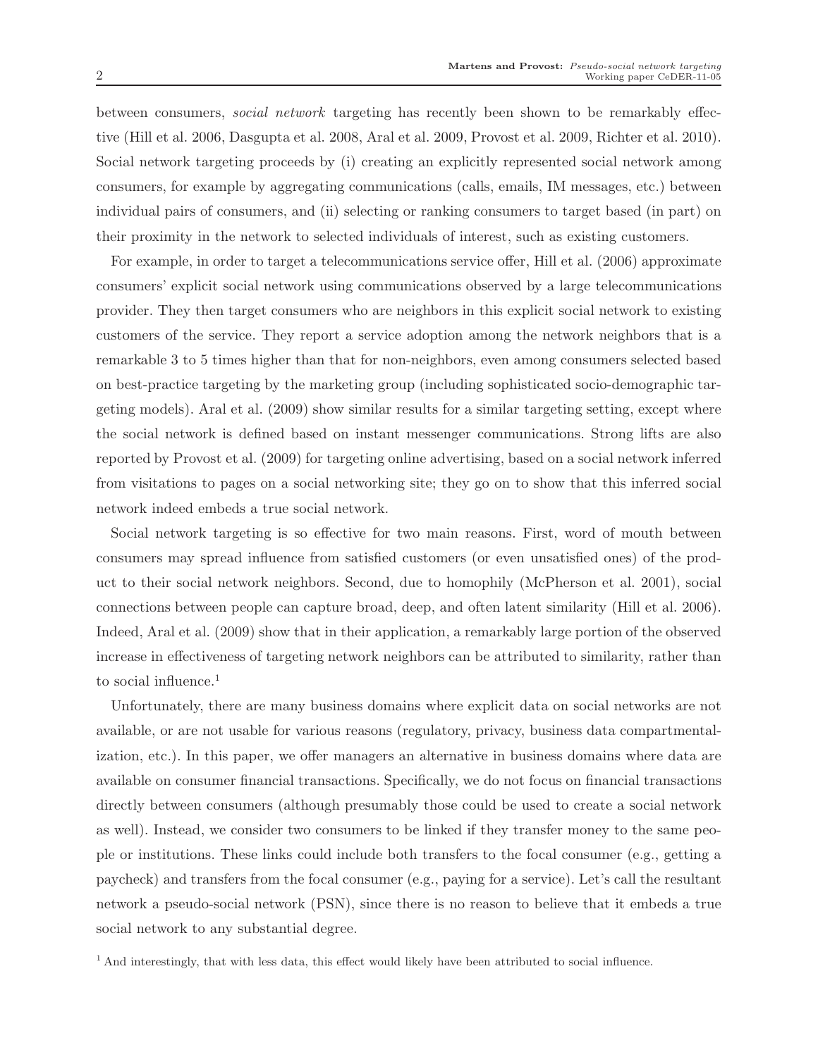between consumers, *social network* targeting has recently been shown to be remarkably effective (Hill et al. 2006, Dasgupta et al. 2008, Aral et al. 2009, Provost et al. 2009, Richter et al. 2010). Social network targeting proceeds by (i) creating an explicitly represented social network among consumers, for example by aggregating communications (calls, emails, IM messages, etc.) between individual pairs of consumers, and (ii) selecting or ranking consumers to target based (in part) on their proximity in the network to selected individuals of interest, such as existing customers.

For example, in order to target a telecommunications service offer, Hill et al. (2006) approximate consumers' explicit social network using communications observed by a large telecommunications provider. They then target consumers who are neighbors in this explicit social network to existing customers of the service. They report a service adoption among the network neighbors that is a remarkable 3 to 5 times higher than that for non-neighbors, even among consumers selected based on best-practice targeting by the marketing group (including sophisticated socio-demographic targeting models). Aral et al. (2009) show similar results for a similar targeting setting, except where the social network is defined based on instant messenger communications. Strong lifts are also reported by Provost et al. (2009) for targeting online advertising, based on a social network inferred from visitations to pages on a social networking site; they go on to show that this inferred social network indeed embeds a true social network.

Social network targeting is so effective for two main reasons. First, word of mouth between consumers may spread influence from satisfied customers (or even unsatisfied ones) of the product to their social network neighbors. Second, due to homophily (McPherson et al. 2001), social connections between people can capture broad, deep, and often latent similarity (Hill et al. 2006). Indeed, Aral et al. (2009) show that in their application, a remarkably large portion of the observed increase in effectiveness of targeting network neighbors can be attributed to similarity, rather than to social influence.[1]

Unfortunately, there are many business domains where explicit data on social networks are not available, or are not usable for various reasons (regulatory, privacy, business data compartmentalization, etc.). In this paper, we offer managers an alternative in business domains where data are available on consumer financial transactions. Specifically, we do not focus on financial transactions directly between consumers (although presumably those could be used to create a social network as well). Instead, we consider two consumers to be linked if they transfer money to the same people or institutions. These links could include both transfers to the focal consumer (e.g., getting a paycheck) and transfers from the focal consumer (e.g., paying for a service). Let's call the resultant network a pseudo-social network (PSN), since there is no reason to believe that it embeds a true social network to any substantial degree.

[1] And interestingly, that with less data, this effect would likely have been attributed to social influence.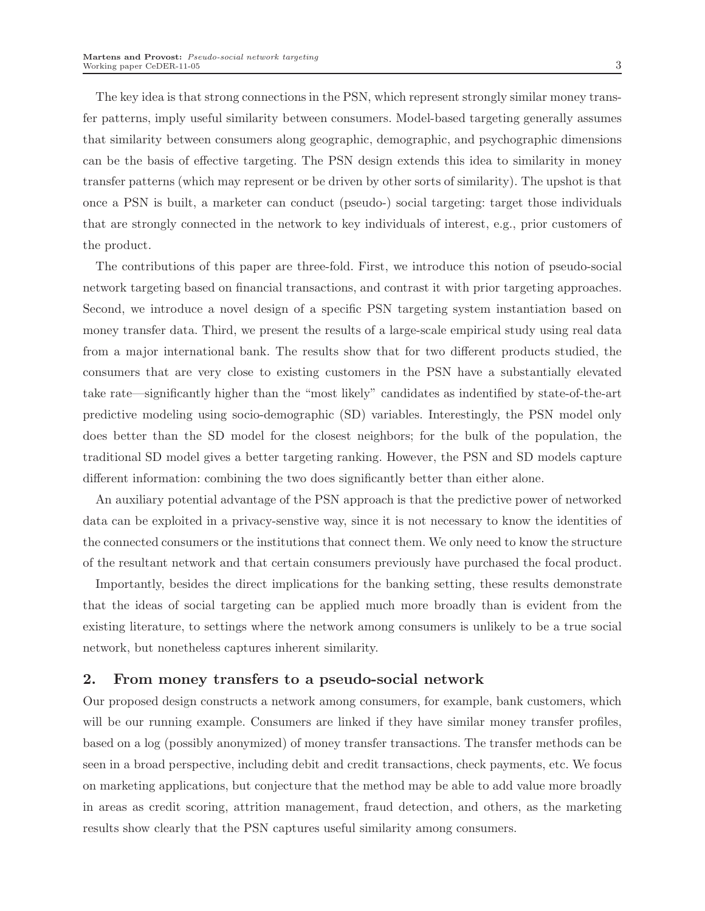The key idea is that strong connections in the PSN, which represent strongly similar money transfer patterns, imply useful similarity between consumers. Model-based targeting generally assumes that similarity between consumers along geographic, demographic, and psychographic dimensions can be the basis of effective targeting. The PSN design extends this idea to similarity in money transfer patterns (which may represent or be driven by other sorts of similarity). The upshot is that once a PSN is built, a marketer can conduct (pseudo-) social targeting: target those individuals that are strongly connected in the network to key individuals of interest, e.g., prior customers of the product.

The contributions of this paper are three-fold. First, we introduce this notion of pseudo-social network targeting based on financial transactions, and contrast it with prior targeting approaches. Second, we introduce a novel design of a specific PSN targeting system instantiation based on money transfer data. Third, we present the results of a large-scale empirical study using real data from a major international bank. The results show that for two different products studied, the consumers that are very close to existing customers in the PSN have a substantially elevated take rate—significantly higher than the "most likely" candidates as indentified by state-of-the-art predictive modeling using socio-demographic (SD) variables. Interestingly, the PSN model only does better than the SD model for the closest neighbors; for the bulk of the population, the traditional SD model gives a better targeting ranking. However, the PSN and SD models capture different information: combining the two does significantly better than either alone.

An auxiliary potential advantage of the PSN approach is that the predictive power of networked data can be exploited in a privacy-senstive way, since it is not necessary to know the identities of the connected consumers or the institutions that connect them. We only need to know the structure of the resultant network and that certain consumers previously have purchased the focal product.

Importantly, besides the direct implications for the banking setting, these results demonstrate that the ideas of social targeting can be applied much more broadly than is evident from the existing literature, to settings where the network among consumers is unlikely to be a true social network, but nonetheless captures inherent similarity.

## 2. From money transfers to a pseudo-social network

Our proposed design constructs a network among consumers, for example, bank customers, which will be our running example. Consumers are linked if they have similar money transfer profiles, based on a log (possibly anonymized) of money transfer transactions. The transfer methods can be seen in a broad perspective, including debit and credit transactions, check payments, etc. We focus on marketing applications, but conjecture that the method may be able to add value more broadly in areas as credit scoring, attrition management, fraud detection, and others, as the marketing results show clearly that the PSN captures useful similarity among consumers.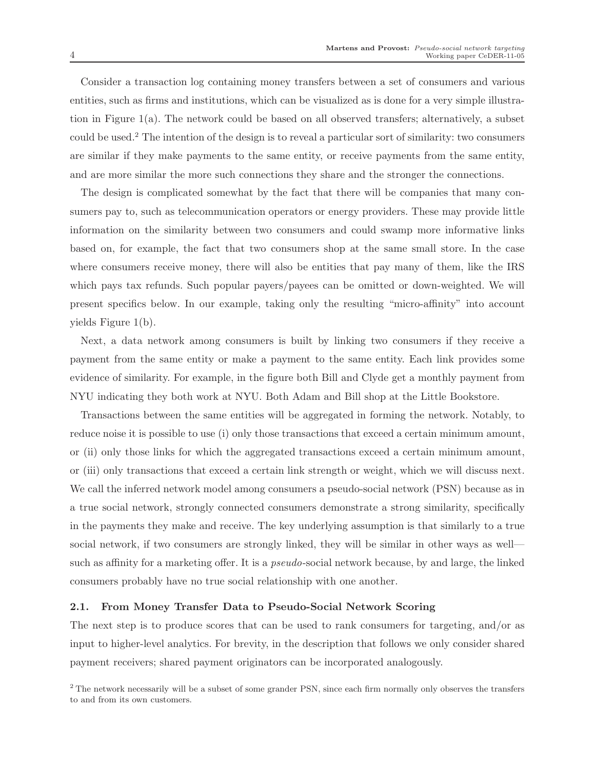Consider a transaction log containing money transfers between a set of consumers and various entities, such as firms and institutions, which can be visualized as is done for a very simple illustration in Figure 1(a). The network could be based on all observed transfers; alternatively, a subset could be used.[2] The intention of the design is to reveal a particular sort of similarity: two consumers are similar if they make payments to the same entity, or receive payments from the same entity, and are more similar the more such connections they share and the stronger the connections.

The design is complicated somewhat by the fact that there will be companies that many consumers pay to, such as telecommunication operators or energy providers. These may provide little information on the similarity between two consumers and could swamp more informative links based on, for example, the fact that two consumers shop at the same small store. In the case where consumers receive money, there will also be entities that pay many of them, like the IRS which pays tax refunds. Such popular payers/payees can be omitted or down-weighted. We will present specifics below. In our example, taking only the resulting "micro-affinity" into account yields Figure 1(b).

Next, a data network among consumers is built by linking two consumers if they receive a payment from the same entity or make a payment to the same entity. Each link provides some evidence of similarity. For example, in the figure both Bill and Clyde get a monthly payment from NYU indicating they both work at NYU. Both Adam and Bill shop at the Little Bookstore.

Transactions between the same entities will be aggregated in forming the network. Notably, to reduce noise it is possible to use (i) only those transactions that exceed a certain minimum amount, or (ii) only those links for which the aggregated transactions exceed a certain minimum amount, or (iii) only transactions that exceed a certain link strength or weight, which we will discuss next. We call the inferred network model among consumers a pseudo-social network (PSN) because as in a true social network, strongly connected consumers demonstrate a strong similarity, specifically in the payments they make and receive. The key underlying assumption is that similarly to a true social network, if two consumers are strongly linked, they will be similar in other ways as well—such as affinity for a marketing offer. It is a *pseudo*-social network because, by and large, the linked consumers probably have no true social relationship with one another.

### 2.1. From Money Transfer Data to Pseudo-Social Network Scoring

The next step is to produce scores that can be used to rank consumers for targeting, and/or as input to higher-level analytics. For brevity, in the description that follows we only consider shared payment receivers; shared payment originators can be incorporated analogously.

[2] The network necessarily will be a subset of some grander PSN, since each firm normally only observes the transfers to and from its own customers.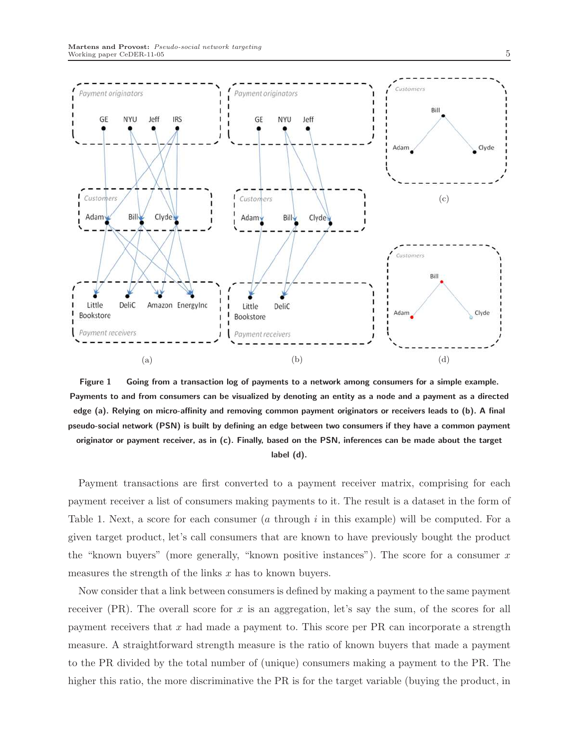**Figure 1 Going from a transaction log of payments to a network among consumers for a simple example. Payments to and from consumers can be visualized by denoting an entity as a node and a payment as a directed edge (a). Relying on micro-affinity and removing common payment originators or receivers leads to (b). A final pseudo-social network (PSN) is built by defining an edge between two consumers if they have a common payment originator or payment receiver, as in (c). Finally, based on the PSN, inferences can be made about the target label (d).**

Payment transactions are first converted to a payment receiver matrix, comprising for each payment receiver a list of consumers making payments to it. The result is a dataset in the form of Table 1. Next, a score for each consumer ($a$ through $i$ in this example) will be computed. For a given target product, let's call consumers that are known to have previously bought the product the "known buyers" (more generally, "known positive instances"). The score for a consumer $x$ measures the strength of the links $x$ has to known buyers.

Now consider that a link between consumers is defined by making a payment to the same payment receiver (PR). The overall score for $x$ is an aggregation, let's say the sum, of the scores for all payment receivers that $x$ had made a payment to. This score per PR can incorporate a strength measure. A straightforward strength measure is the ratio of known buyers that made a payment to the PR divided by the total number of (unique) consumers making a payment to the PR. The higher this ratio, the more discriminative the PR is for the target variable (buying the product, in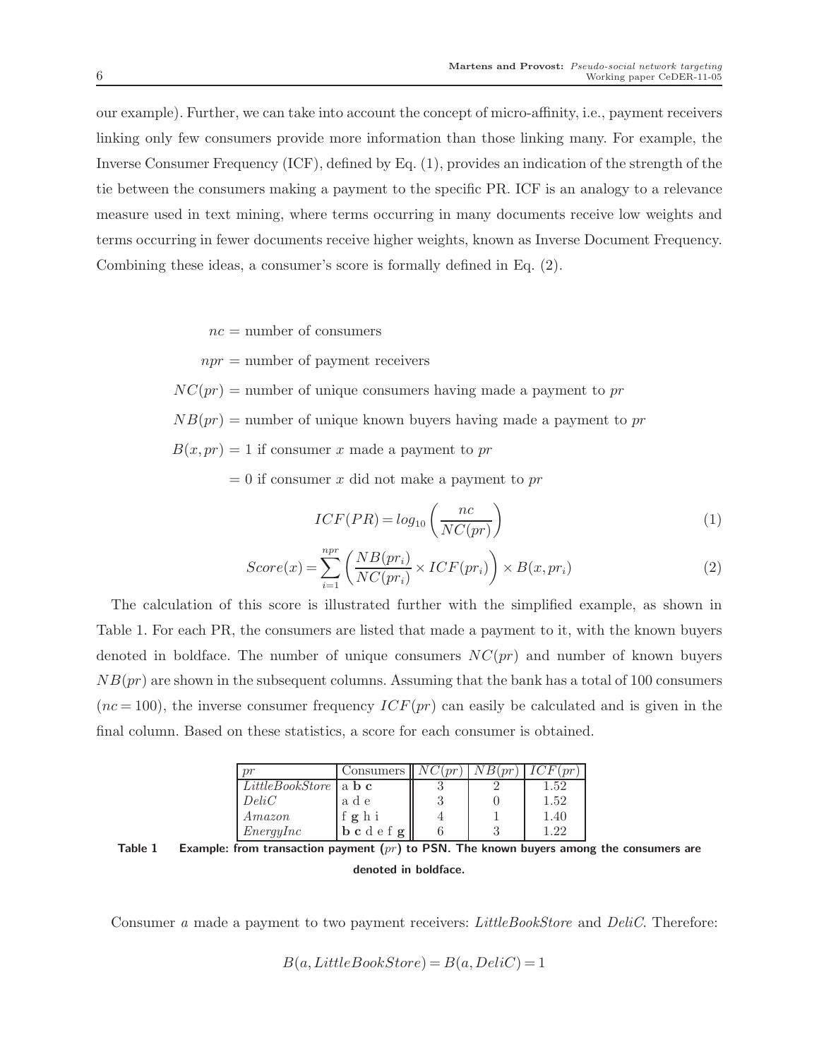our example). Further, we can take into account the concept of micro-affinity, i.e., payment receivers linking only few consumers provide more information than those linking many. For example, the Inverse Consumer Frequency (ICF), defined by Eq. (1), provides an indication of the strength of the tie between the consumers making a payment to the specific PR. ICF is an analogy to a relevance measure used in text mining, where terms occurring in many documents receive low weights and terms occurring in fewer documents receive higher weights, known as Inverse Document Frequency. Combining these ideas, a consumer's score is formally defined in Eq. (2).

$$
\begin{aligned}
nc &= \text{number of consumers} \\
npr &= \text{number of payment receivers} \\
NC(pr) &= \text{number of unique consumers having made a payment to } pr \\
NB(pr) &= \text{number of unique known buyers having made a payment to } pr \\
B(x,pr) &= 1 \text{ if consumer } x \text{ made a payment to } pr \\
&= 0 \text{ if consumer } x \text{ did not make a payment to } pr
\end{aligned}
$$

$$
ICF(PR) = log_{10}\left(\frac{nc}{NC(pr)}\right) \tag{1}
$$

$$
Score(x) = \sum_{i=1}^{npr}\left(\frac{NB(pr_i)}{NC(pr_i)} \times ICF(pr_i)\right) \times B(x,pr_i) \tag{2}
$$

The calculation of this score is illustrated further with the simplified example, as shown in Table 1. For each PR, the consumers are listed that made a payment to it, with the known buyers denoted in boldface. The number of unique consumers $NC(pr)$ and number of known buyers $NB(pr)$ are shown in the subsequent columns. Assuming that the bank has a total of 100 consumers ($nc = 100$), the inverse consumer frequency $ICF(pr)$ can easily be calculated and is given in the final column. Based on these statistics, a score for each consumer is obtained.

| $pr$ | Consumers | $NC(pr)$ | $NB(pr)$ | $ICF(pr)$ |
|---|---|---|---|---|
| *LittleBookStore* | a **b** **c** | 3 | 2 | 1.52 |
| *DeliC* | a d e | 3 | 0 | 1.52 |
| *Amazon* | f **g** h i | 4 | 1 | 1.40 |
| *EnergyInc* | **b** **c** d e f **g** | 6 | 3 | 1.22 |

**Table 1** **Example: from transaction payment ($pr$) to PSN. The known buyers among the consumers are denoted in boldface.**

Consumer $a$ made a payment to two payment receivers: *LittleBookStore* and *DeliC*. Therefore:

$$
B(a, LittleBookStore) = B(a, DeliC) = 1
$$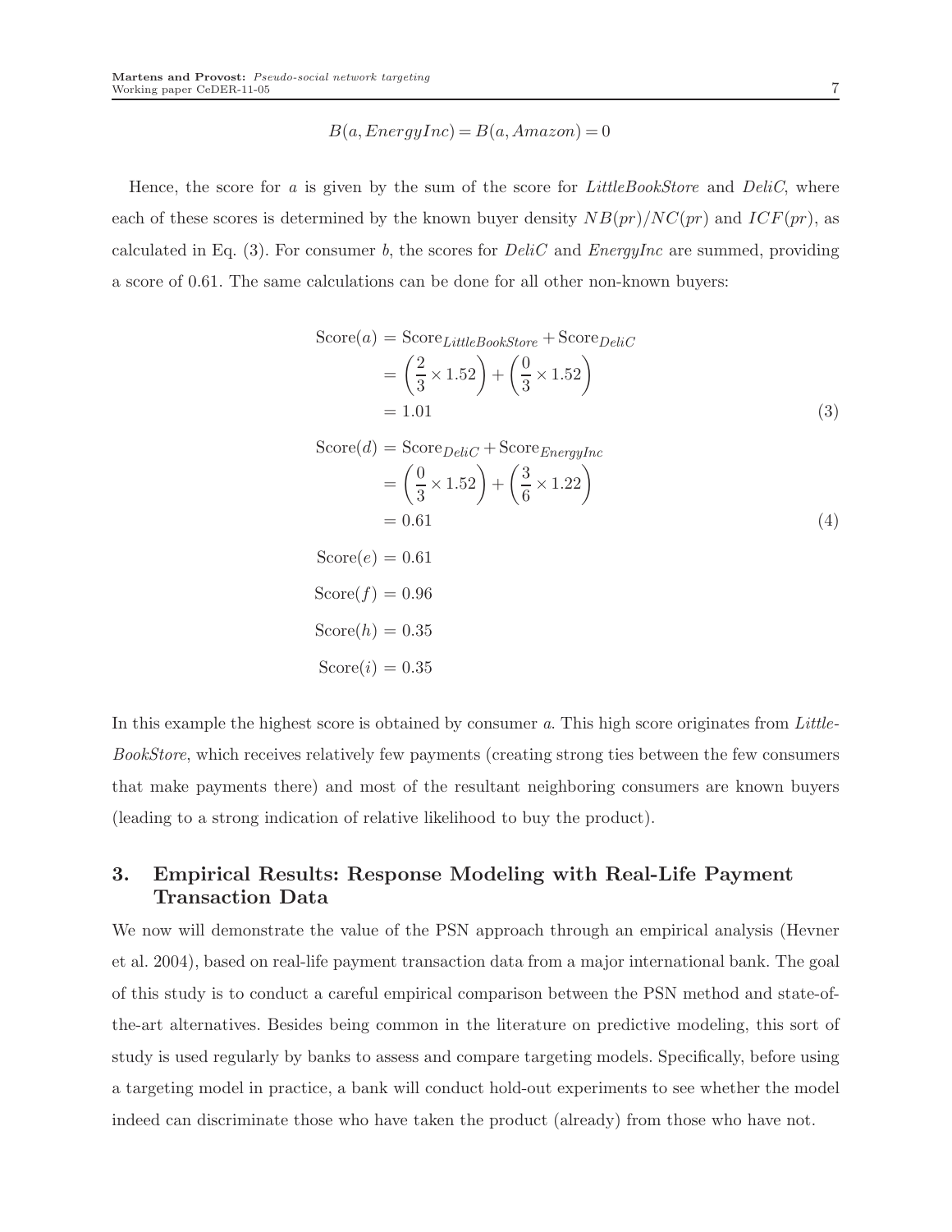$$B(a, EnergyInc) = B(a, Amazon) = 0$$

Hence, the score for $a$ is given by the sum of the score for *LittleBookStore* and *DeliC*, where each of these scores is determined by the known buyer density $NB(pr)/NC(pr)$ and $ICF(pr)$, as calculated in Eq. (3). For consumer $b$, the scores for *DeliC* and *EnergyInc* are summed, providing a score of 0.61. The same calculations can be done for all other non-known buyers:

$$\begin{aligned}
\text{Score}(a) &= \text{Score}_{LittleBookStore} + \text{Score}_{DeliC} \\
&= \left(\frac{2}{3} \times 1.52\right) + \left(\frac{0}{3} \times 1.52\right) \\
&= 1.01
\end{aligned} \tag{3}$$

$$\begin{aligned}
\text{Score}(d) &= \text{Score}_{DeliC} + \text{Score}_{EnergyInc} \\
&= \left(\frac{0}{3} \times 1.52\right) + \left(\frac{3}{6} \times 1.22\right) \\
&= 0.61
\end{aligned} \tag{4}$$

$$\text{Score}(e) = 0.61$$

$$\text{Score}(f) = 0.96$$

$$\text{Score}(h) = 0.35$$

$$\text{Score}(i) = 0.35$$

In this example the highest score is obtained by consumer $a$. This high score originates from *LittleBookStore*, which receives relatively few payments (creating strong ties between the few consumers that make payments there) and most of the resultant neighboring consumers are known buyers (leading to a strong indication of relative likelihood to buy the product).

## 3. Empirical Results: Response Modeling with Real-Life Payment Transaction Data

We now will demonstrate the value of the PSN approach through an empirical analysis (Hevner et al. 2004), based on real-life payment transaction data from a major international bank. The goal of this study is to conduct a careful empirical comparison between the PSN method and state-of-the-art alternatives. Besides being common in the literature on predictive modeling, this sort of study is used regularly by banks to assess and compare targeting models. Specifically, before using a targeting model in practice, a bank will conduct hold-out experiments to see whether the model indeed can discriminate those who have taken the product (already) from those who have not.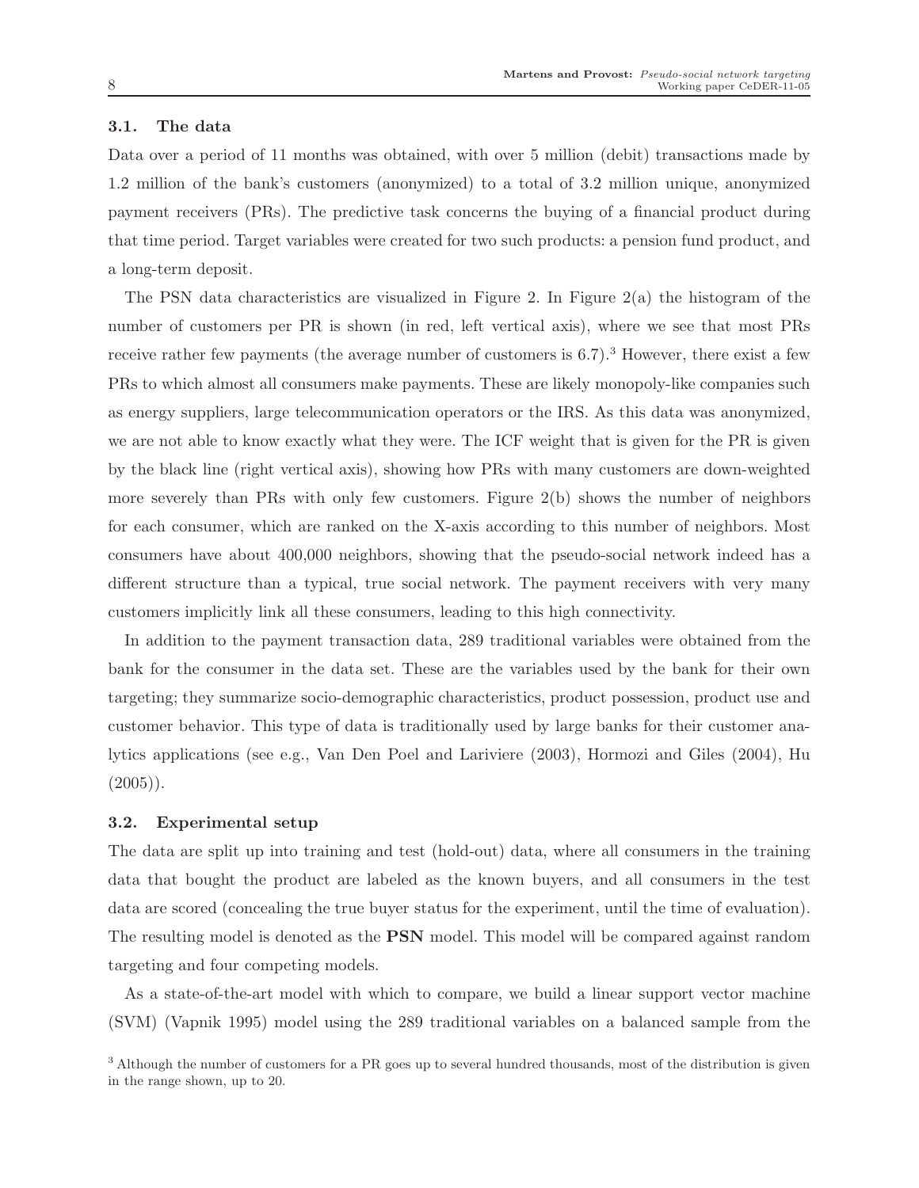### 3.1. The data

Data over a period of 11 months was obtained, with over 5 million (debit) transactions made by 1.2 million of the bank's customers (anonymized) to a total of 3.2 million unique, anonymized payment receivers (PRs). The predictive task concerns the buying of a financial product during that time period. Target variables were created for two such products: a pension fund product, and a long-term deposit.

The PSN data characteristics are visualized in Figure 2. In Figure 2(a) the histogram of the number of customers per PR is shown (in red, left vertical axis), where we see that most PRs receive rather few payments (the average number of customers is 6.7).[3] However, there exist a few PRs to which almost all consumers make payments. These are likely monopoly-like companies such as energy suppliers, large telecommunication operators or the IRS. As this data was anonymized, we are not able to know exactly what they were. The ICF weight that is given for the PR is given by the black line (right vertical axis), showing how PRs with many customers are down-weighted more severely than PRs with only few customers. Figure 2(b) shows the number of neighbors for each consumer, which are ranked on the X-axis according to this number of neighbors. Most consumers have about 400,000 neighbors, showing that the pseudo-social network indeed has a different structure than a typical, true social network. The payment receivers with very many customers implicitly link all these consumers, leading to this high connectivity.

In addition to the payment transaction data, 289 traditional variables were obtained from the bank for the consumer in the data set. These are the variables used by the bank for their own targeting; they summarize socio-demographic characteristics, product possession, product use and customer behavior. This type of data is traditionally used by large banks for their customer analytics applications (see e.g., Van Den Poel and Lariviere (2003), Hormozi and Giles (2004), Hu (2005)).

### 3.2. Experimental setup

The data are split up into training and test (hold-out) data, where all consumers in the training data that bought the product are labeled as the known buyers, and all consumers in the test data are scored (concealing the true buyer status for the experiment, until the time of evaluation). The resulting model is denoted as the **PSN** model. This model will be compared against random targeting and four competing models.

As a state-of-the-art model with which to compare, we build a linear support vector machine (SVM) (Vapnik 1995) model using the 289 traditional variables on a balanced sample from the

[3] Although the number of customers for a PR goes up to several hundred thousands, most of the distribution is given in the range shown, up to 20.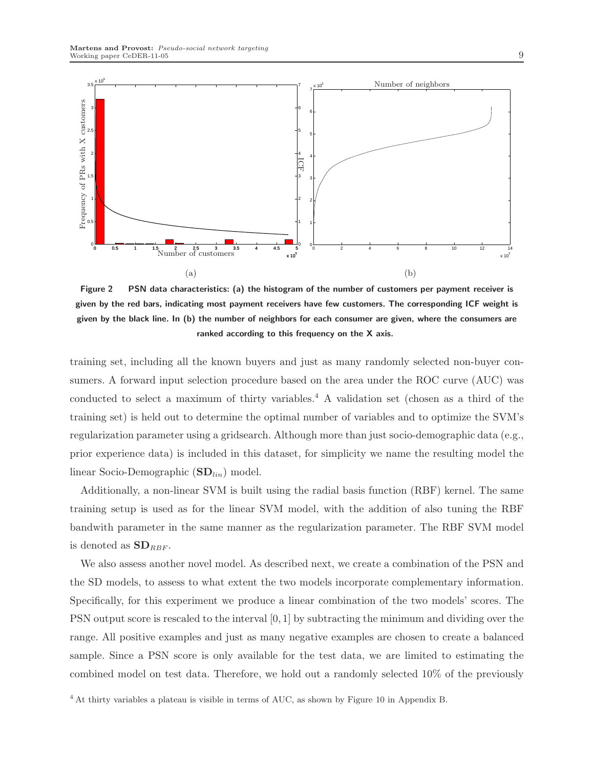Figure 2 PSN data characteristics: (a) the histogram of the number of customers per payment receiver is given by the red bars, indicating most payment receivers have few customers. The corresponding ICF weight is given by the black line. In (b) the number of neighbors for each consumer are given, where the consumers are ranked according to this frequency on the X axis.

training set, including all the known buyers and just as many randomly selected non-buyer consumers. A forward input selection procedure based on the area under the ROC curve (AUC) was conducted to select a maximum of thirty variables.[4] A validation set (chosen as a third of the training set) is held out to determine the optimal number of variables and to optimize the SVM's regularization parameter using a gridsearch. Although more than just socio-demographic data (e.g., prior experience data) is included in this dataset, for simplicity we name the resulting model the linear Socio-Demographic ($\mathbf{SD}_{lin}$) model.

Additionally, a non-linear SVM is built using the radial basis function (RBF) kernel. The same training setup is used as for the linear SVM model, with the addition of also tuning the RBF bandwith parameter in the same manner as the regularization parameter. The RBF SVM model is denoted as $\mathbf{SD}_{RBF}$.

We also assess another novel model. As described next, we create a combination of the PSN and the SD models, to assess to what extent the two models incorporate complementary information. Specifically, for this experiment we produce a linear combination of the two models' scores. The PSN output score is rescaled to the interval $[0, 1]$ by subtracting the minimum and dividing over the range. All positive examples and just as many negative examples are chosen to create a balanced sample. Since a PSN score is only available for the test data, we are limited to estimating the combined model on test data. Therefore, we hold out a randomly selected 10% of the previously

[4] At thirty variables a plateau is visible in terms of AUC, as shown by Figure 10 in Appendix B.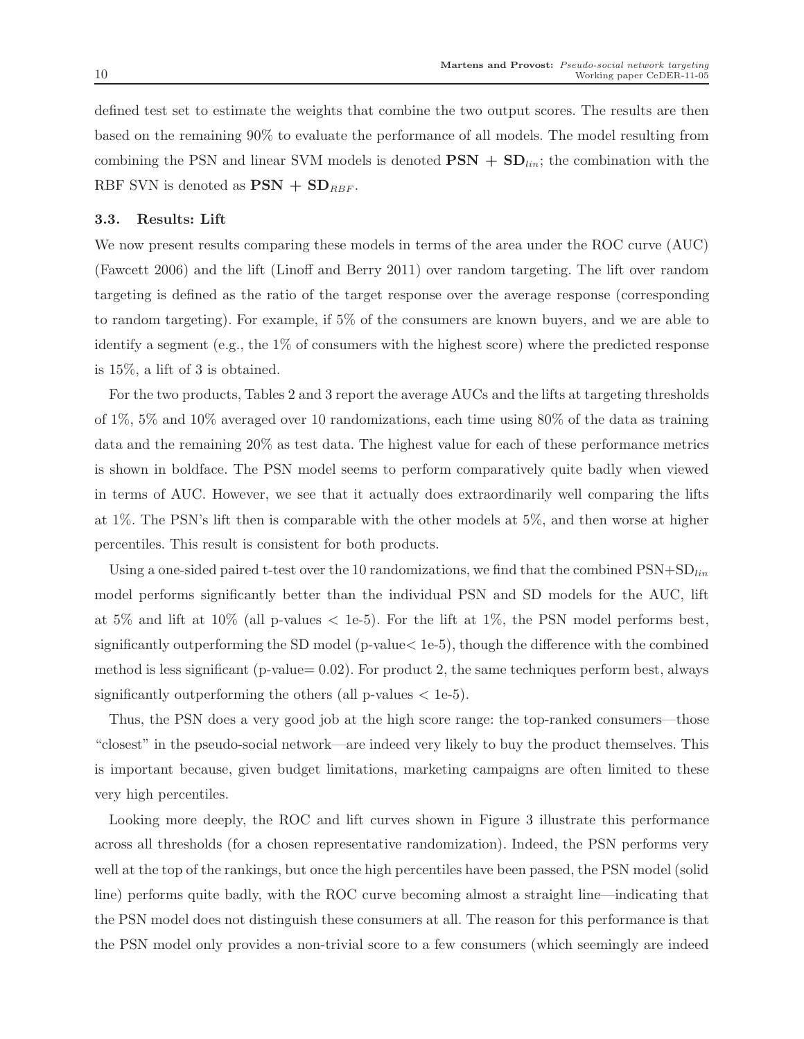defined test set to estimate the weights that combine the two output scores. The results are then based on the remaining 90% to evaluate the performance of all models. The model resulting from combining the PSN and linear SVM models is denoted **PSN + SD**$_{lin}$; the combination with the RBF SVN is denoted as **PSN + SD**$_{RBF}$.

### 3.3. Results: Lift

We now present results comparing these models in terms of the area under the ROC curve (AUC) (Fawcett 2006) and the lift (Linoff and Berry 2011) over random targeting. The lift over random targeting is defined as the ratio of the target response over the average response (corresponding to random targeting). For example, if 5% of the consumers are known buyers, and we are able to identify a segment (e.g., the 1% of consumers with the highest score) where the predicted response is 15%, a lift of 3 is obtained.

For the two products, Tables 2 and 3 report the average AUCs and the lifts at targeting thresholds of 1%, 5% and 10% averaged over 10 randomizations, each time using 80% of the data as training data and the remaining 20% as test data. The highest value for each of these performance metrics is shown in boldface. The PSN model seems to perform comparatively quite badly when viewed in terms of AUC. However, we see that it actually does extraordinarily well comparing the lifts at 1%. The PSN's lift then is comparable with the other models at 5%, and then worse at higher percentiles. This result is consistent for both products.

Using a one-sided paired t-test over the 10 randomizations, we find that the combined PSN+SD$_{lin}$ model performs significantly better than the individual PSN and SD models for the AUC, lift at 5% and lift at 10% (all p-values $<$ 1e-5). For the lift at 1%, the PSN model performs best, significantly outperforming the SD model (p-value$<$ 1e-5), though the difference with the combined method is less significant (p-value$=$ 0.02). For product 2, the same techniques perform best, always significantly outperforming the others (all p-values $<$ 1e-5).

Thus, the PSN does a very good job at the high score range: the top-ranked consumers—those "closest" in the pseudo-social network—are indeed very likely to buy the product themselves. This is important because, given budget limitations, marketing campaigns are often limited to these very high percentiles.

Looking more deeply, the ROC and lift curves shown in Figure 3 illustrate this performance across all thresholds (for a chosen representative randomization). Indeed, the PSN performs very well at the top of the rankings, but once the high percentiles have been passed, the PSN model (solid line) performs quite badly, with the ROC curve becoming almost a straight line—indicating that the PSN model does not distinguish these consumers at all. The reason for this performance is that the PSN model only provides a non-trivial score to a few consumers (which seemingly are indeed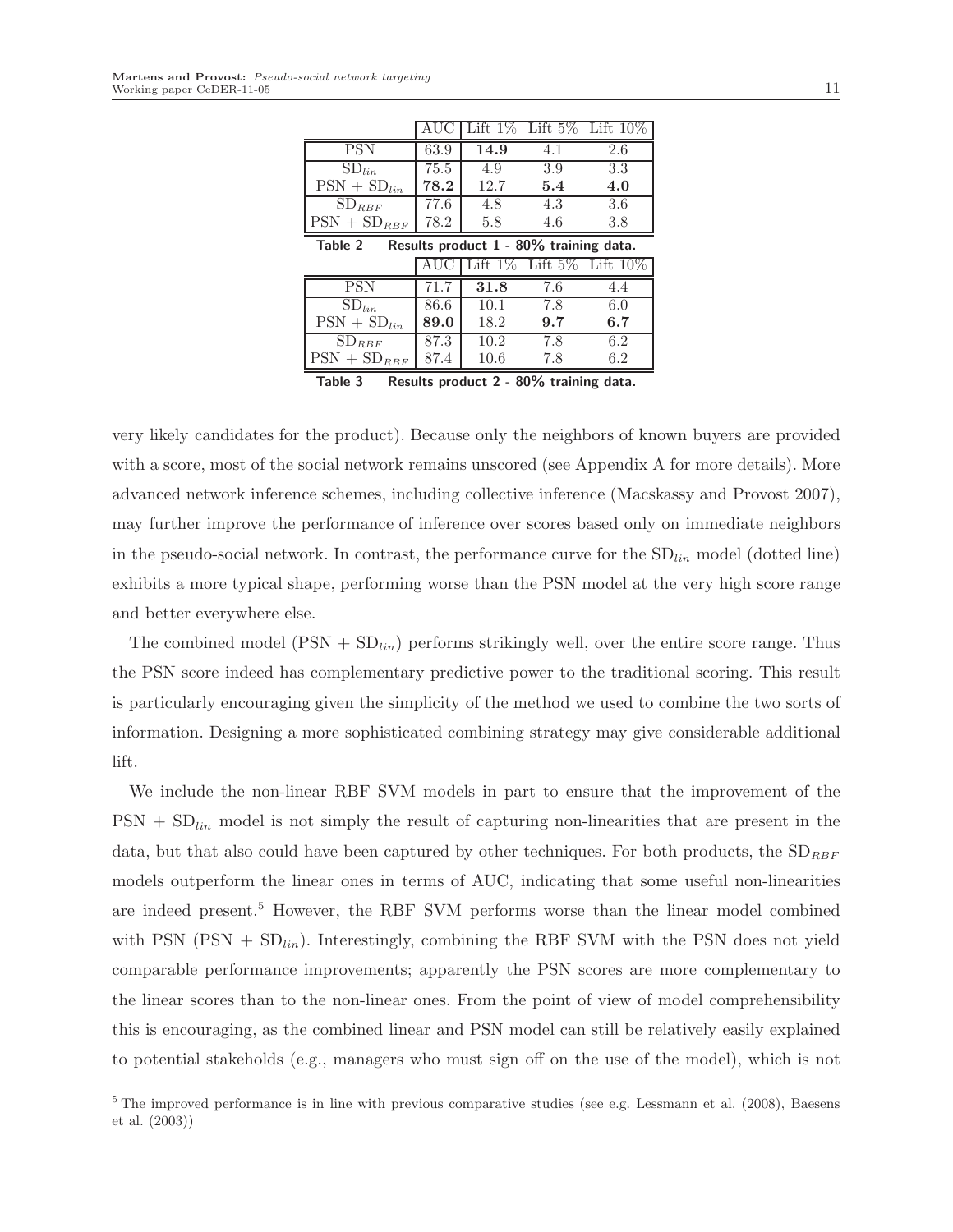|  | AUC | Lift 1% | Lift 5% | Lift 10% |
|---|---|---|---|---|
| PSN | 63.9 | **14.9** | 4.1 | 2.6 |
| $\text{SD}_{lin}$ | 75.5 | 4.9 | 3.9 | 3.3 |
| PSN + $\text{SD}_{lin}$ | **78.2** | 12.7 | **5.4** | **4.0** |
| $\text{SD}_{RBF}$ | 77.6 | 4.8 | 4.3 | 3.6 |
| PSN + $\text{SD}_{RBF}$ | 78.2 | 5.8 | 4.6 | 3.8 |

**Table 2** Results product 1 - 80% training data.

|  | AUC | Lift 1% | Lift 5% | Lift 10% |
|---|---|---|---|---|
| PSN | 71.7 | **31.8** | 7.6 | 4.4 |
| $\text{SD}_{lin}$ | 86.6 | 10.1 | 7.8 | 6.0 |
| PSN + $\text{SD}_{lin}$ | **89.0** | 18.2 | **9.7** | **6.7** |
| $\text{SD}_{RBF}$ | 87.3 | 10.2 | 7.8 | 6.2 |
| PSN + $\text{SD}_{RBF}$ | 87.4 | 10.6 | 7.8 | 6.2 |

**Table 3** Results product 2 - 80% training data.

very likely candidates for the product). Because only the neighbors of known buyers are provided with a score, most of the social network remains unscored (see Appendix A for more details). More advanced network inference schemes, including collective inference (Macskassy and Provost 2007), may further improve the performance of inference over scores based only on immediate neighbors in the pseudo-social network. In contrast, the performance curve for the $\text{SD}_{lin}$ model (dotted line) exhibits a more typical shape, performing worse than the PSN model at the very high score range and better everywhere else.

The combined model (PSN + $\text{SD}_{lin}$) performs strikingly well, over the entire score range. Thus the PSN score indeed has complementary predictive power to the traditional scoring. This result is particularly encouraging given the simplicity of the method we used to combine the two sorts of information. Designing a more sophisticated combining strategy may give considerable additional lift.

We include the non-linear RBF SVM models in part to ensure that the improvement of the PSN + $\text{SD}_{lin}$ model is not simply the result of capturing non-linearities that are present in the data, but that also could have been captured by other techniques. For both products, the $\text{SD}_{RBF}$ models outperform the linear ones in terms of AUC, indicating that some useful non-linearities are indeed present.[5] However, the RBF SVM performs worse than the linear model combined with PSN (PSN + $\text{SD}_{lin}$). Interestingly, combining the RBF SVM with the PSN does not yield comparable performance improvements; apparently the PSN scores are more complementary to the linear scores than to the non-linear ones. From the point of view of model comprehensibility this is encouraging, as the combined linear and PSN model can still be relatively easily explained to potential stakeholds (e.g., managers who must sign off on the use of the model), which is not

[5] The improved performance is in line with previous comparative studies (see e.g. Lessmann et al. (2008), Baesens et al. (2003))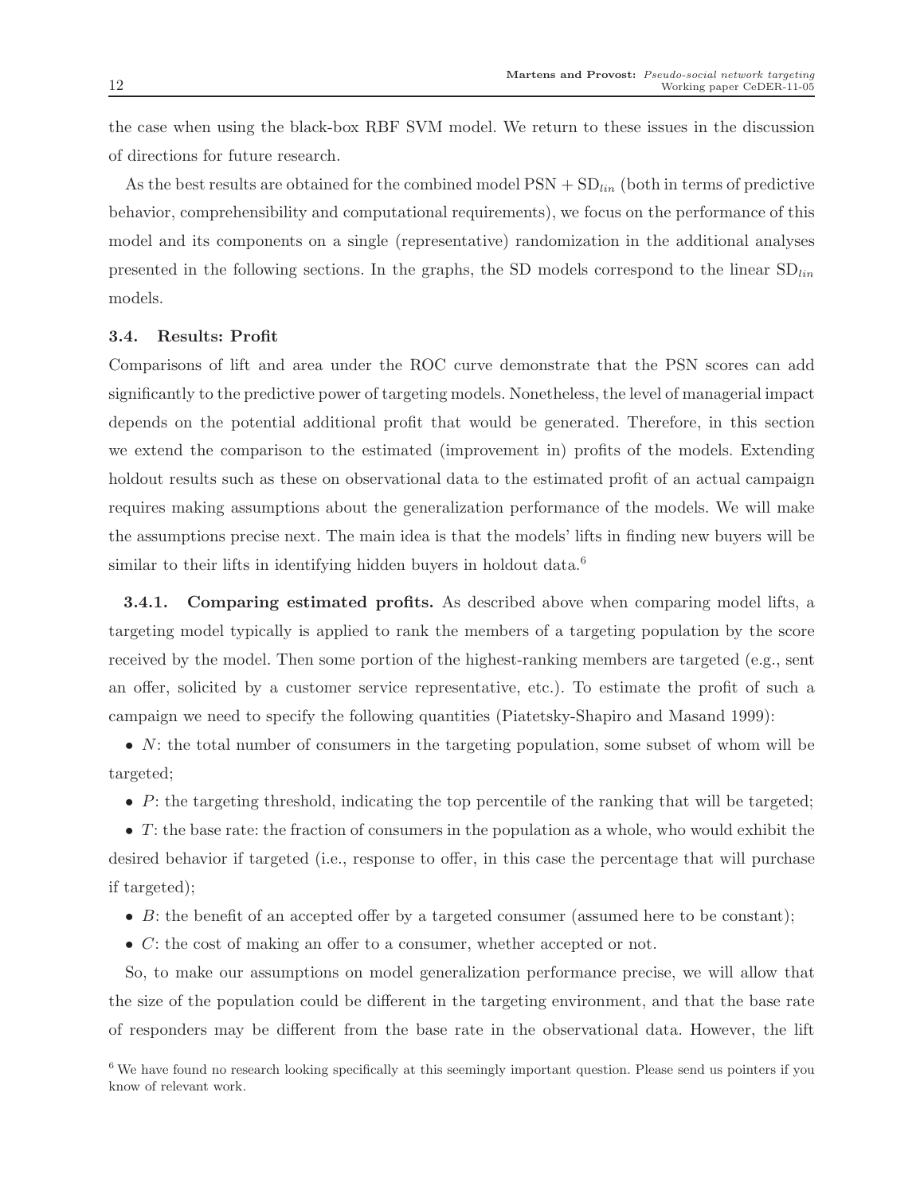the case when using the black-box RBF SVM model. We return to these issues in the discussion of directions for future research.

As the best results are obtained for the combined model PSN + $\text{SD}_{lin}$ (both in terms of predictive behavior, comprehensibility and computational requirements), we focus on the performance of this model and its components on a single (representative) randomization in the additional analyses presented in the following sections. In the graphs, the SD models correspond to the linear $\text{SD}_{lin}$ models.

### 3.4. Results: Profit

Comparisons of lift and area under the ROC curve demonstrate that the PSN scores can add significantly to the predictive power of targeting models. Nonetheless, the level of managerial impact depends on the potential additional profit that would be generated. Therefore, in this section we extend the comparison to the estimated (improvement in) profits of the models. Extending holdout results such as these on observational data to the estimated profit of an actual campaign requires making assumptions about the generalization performance of the models. We will make the assumptions precise next. The main idea is that the models' lifts in finding new buyers will be similar to their lifts in identifying hidden buyers in holdout data.[6]

**3.4.1. Comparing estimated profits.** As described above when comparing model lifts, a targeting model typically is applied to rank the members of a targeting population by the score received by the model. Then some portion of the highest-ranking members are targeted (e.g., sent an offer, solicited by a customer service representative, etc.). To estimate the profit of such a campaign we need to specify the following quantities (Piatetsky-Shapiro and Masand 1999):

- $N$: the total number of consumers in the targeting population, some subset of whom will be targeted;
- $P$: the targeting threshold, indicating the top percentile of the ranking that will be targeted;
- $T$: the base rate: the fraction of consumers in the population as a whole, who would exhibit the desired behavior if targeted (i.e., response to offer, in this case the percentage that will purchase if targeted);
- $B$: the benefit of an accepted offer by a targeted consumer (assumed here to be constant);
- $C$: the cost of making an offer to a consumer, whether accepted or not.

So, to make our assumptions on model generalization performance precise, we will allow that the size of the population could be different in the targeting environment, and that the base rate of responders may be different from the base rate in the observational data. However, the lift

[6] We have found no research looking specifically at this seemingly important question. Please send us pointers if you know of relevant work.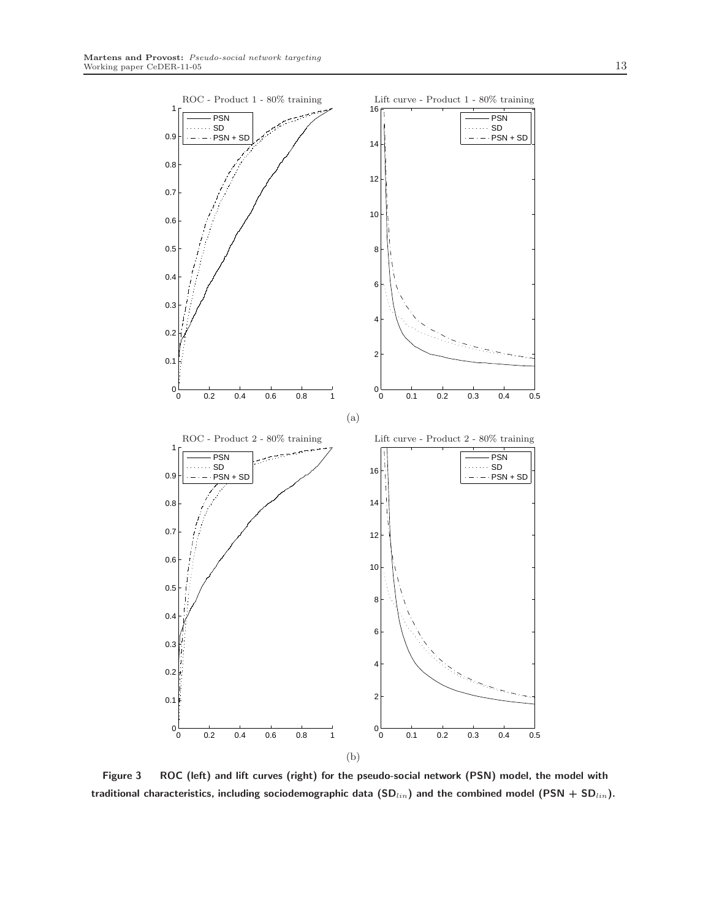**Figure 3** ROC (left) and lift curves (right) for the pseudo-social network (PSN) model, the model with traditional characteristics, including sociodemographic data ($\mathsf{SD}_{lin}$) and the combined model ($\mathsf{PSN} + \mathsf{SD}_{lin}$).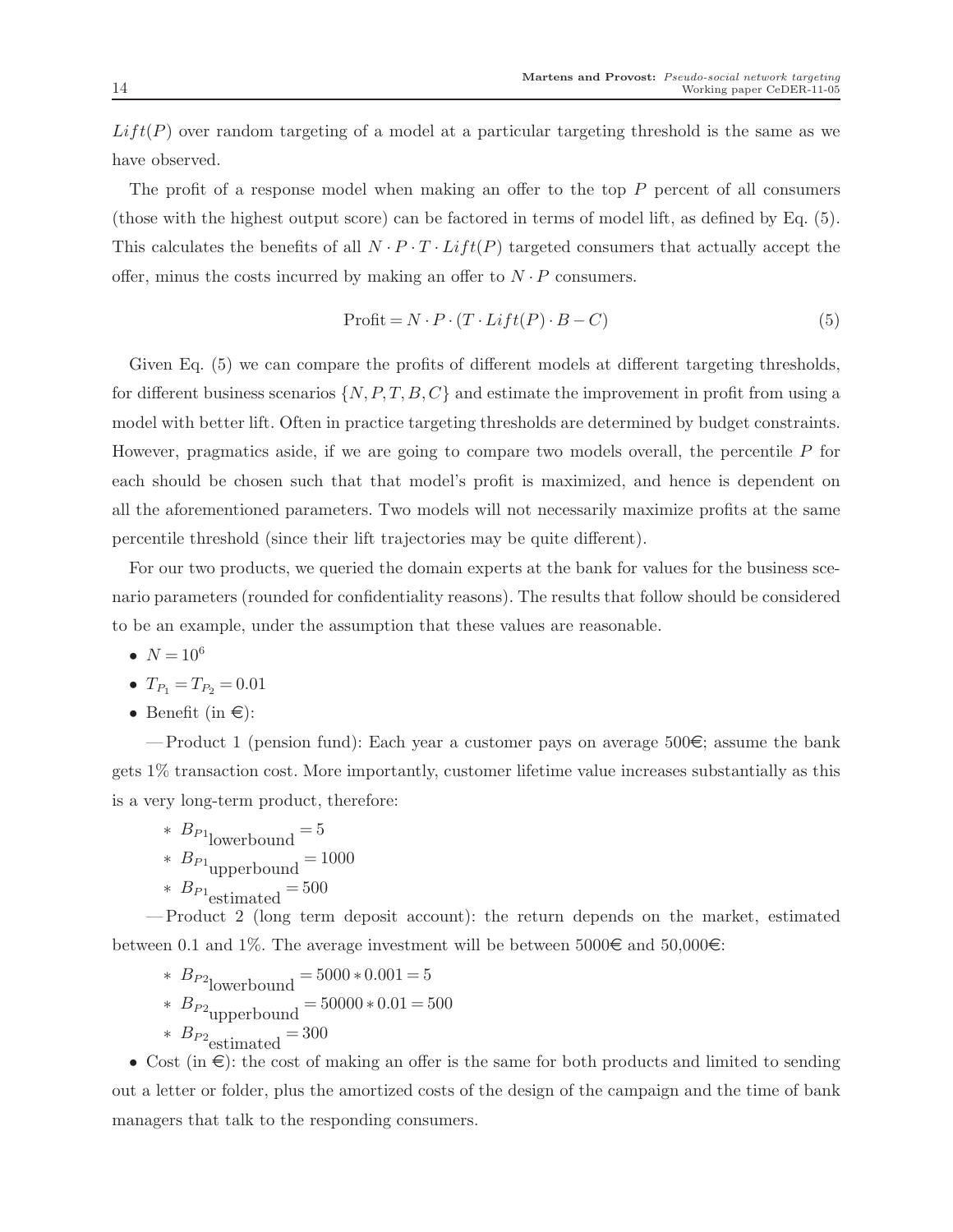$Lift(P)$ over random targeting of a model at a particular targeting threshold is the same as we have observed.

The profit of a response model when making an offer to the top $P$ percent of all consumers (those with the highest output score) can be factored in terms of model lift, as defined by Eq. (5). This calculates the benefits of all $N \cdot P \cdot T \cdot Lift(P)$ targeted consumers that actually accept the offer, minus the costs incurred by making an offer to $N \cdot P$ consumers.

$$\text{Profit} = N \cdot P \cdot (T \cdot Lift(P) \cdot B - C) \tag{5}$$

Given Eq. (5) we can compare the profits of different models at different targeting thresholds, for different business scenarios $\{N, P, T, B, C\}$ and estimate the improvement in profit from using a model with better lift. Often in practice targeting thresholds are determined by budget constraints. However, pragmatics aside, if we are going to compare two models overall, the percentile $P$ for each should be chosen such that that model's profit is maximized, and hence is dependent on all the aforementioned parameters. Two models will not necessarily maximize profits at the same percentile threshold (since their lift trajectories may be quite different).

For our two products, we queried the domain experts at the bank for values for the business scenario parameters (rounded for confidentiality reasons). The results that follow should be considered to be an example, under the assumption that these values are reasonable.

- $N = 10^6$
- $T_{P_1} = T_{P_2} = 0.01$
- Benefit (in €):

  — Product 1 (pension fund): Each year a customer pays on average 500€; assume the bank gets 1% transaction cost. More importantly, customer lifetime value increases substantially as this is a very long-term product, therefore:

  - $B_{P1_{\text{lowerbound}}} = 5$
  - $B_{P1_{\text{upperbound}}} = 1000$
  - $B_{P1_{\text{estimated}}} = 500$

  — Product 2 (long term deposit account): the return depends on the market, estimated between 0.1 and 1%. The average investment will be between 5000€ and 50,000€:

  - $B_{P2_{\text{lowerbound}}} = 5000 * 0.001 = 5$
  - $B_{P2_{\text{upperbound}}} = 50000 * 0.01 = 500$
  - $B_{P2_{\text{estimated}}} = 300$

- Cost (in €): the cost of making an offer is the same for both products and limited to sending out a letter or folder, plus the amortized costs of the design of the campaign and the time of bank managers that talk to the responding consumers.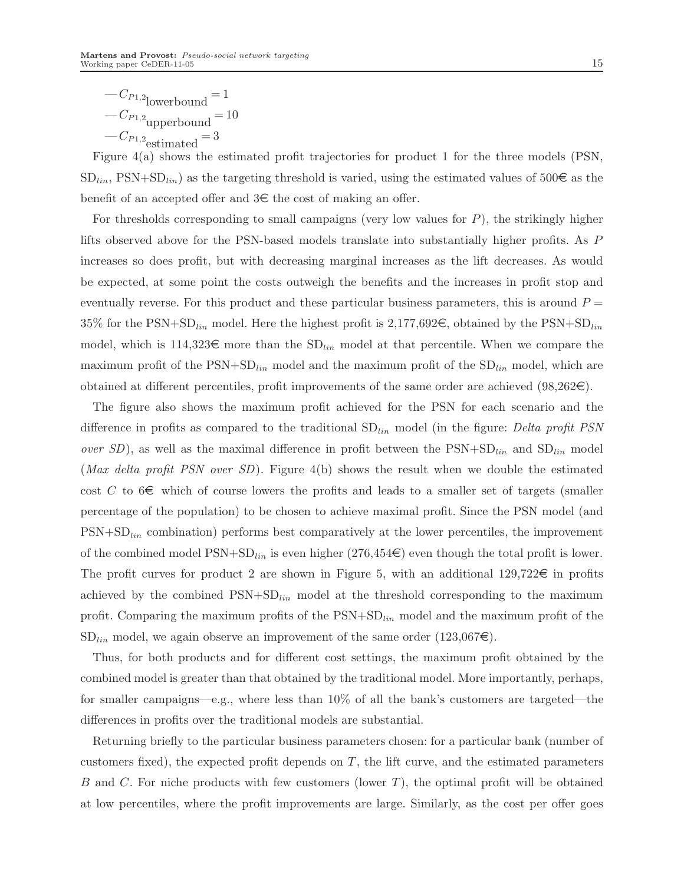— $C_{P1,2}$lowerbound $= 1$
— $C_{P1,2}$upperbound $= 10$
— $C_{P1,2}$estimated $= 3$

Figure 4(a) shows the estimated profit trajectories for product 1 for the three models (PSN, $\text{SD}_{lin}$, PSN+$\text{SD}_{lin}$) as the targeting threshold is varied, using the estimated values of 500€ as the benefit of an accepted offer and 3€ the cost of making an offer.

For thresholds corresponding to small campaigns (very low values for $P$), the strikingly higher lifts observed above for the PSN-based models translate into substantially higher profits. As $P$ increases so does profit, but with decreasing marginal increases as the lift decreases. As would be expected, at some point the costs outweigh the benefits and the increases in profit stop and eventually reverse. For this product and these particular business parameters, this is around $P =$ 35% for the PSN+$\text{SD}_{lin}$ model. Here the highest profit is 2,177,692€, obtained by the PSN+$\text{SD}_{lin}$ model, which is 114,323€ more than the $\text{SD}_{lin}$ model at that percentile. When we compare the maximum profit of the PSN+$\text{SD}_{lin}$ model and the maximum profit of the $\text{SD}_{lin}$ model, which are obtained at different percentiles, profit improvements of the same order are achieved (98,262€).

The figure also shows the maximum profit achieved for the PSN for each scenario and the difference in profits as compared to the traditional $\text{SD}_{lin}$ model (in the figure: *Delta profit PSN over SD*), as well as the maximal difference in profit between the PSN+$\text{SD}_{lin}$ and $\text{SD}_{lin}$ model (*Max delta profit PSN over SD*). Figure 4(b) shows the result when we double the estimated cost $C$ to 6€ which of course lowers the profits and leads to a smaller set of targets (smaller percentage of the population) to be chosen to achieve maximal profit. Since the PSN model (and PSN+$\text{SD}_{lin}$ combination) performs best comparatively at the lower percentiles, the improvement of the combined model PSN+$\text{SD}_{lin}$ is even higher (276,454€) even though the total profit is lower. The profit curves for product 2 are shown in Figure 5, with an additional 129,722€ in profits achieved by the combined PSN+$\text{SD}_{lin}$ model at the threshold corresponding to the maximum profit. Comparing the maximum profits of the PSN+$\text{SD}_{lin}$ model and the maximum profit of the $\text{SD}_{lin}$ model, we again observe an improvement of the same order (123,067€).

Thus, for both products and for different cost settings, the maximum profit obtained by the combined model is greater than that obtained by the traditional model. More importantly, perhaps, for smaller campaigns—e.g., where less than 10% of all the bank's customers are targeted—the differences in profits over the traditional models are substantial.

Returning briefly to the particular business parameters chosen: for a particular bank (number of customers fixed), the expected profit depends on $T$, the lift curve, and the estimated parameters $B$ and $C$. For niche products with few customers (lower $T$), the optimal profit will be obtained at low percentiles, where the profit improvements are large. Similarly, as the cost per offer goes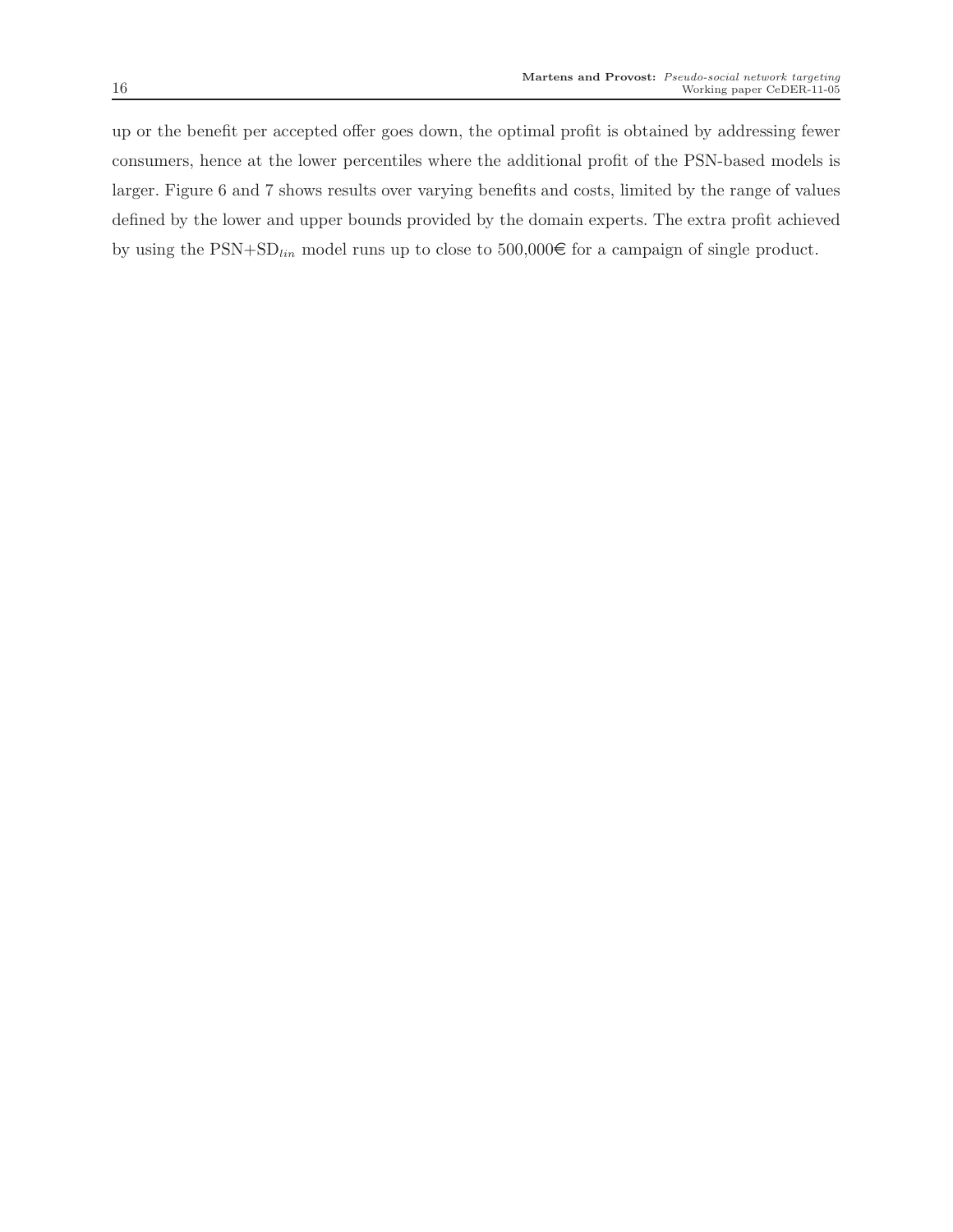up or the benefit per accepted offer goes down, the optimal profit is obtained by addressing fewer consumers, hence at the lower percentiles where the additional profit of the PSN-based models is larger. Figure 6 and 7 shows results over varying benefits and costs, limited by the range of values defined by the lower and upper bounds provided by the domain experts. The extra profit achieved by using the PSN+SD$_{lin}$ model runs up to close to 500,000€ for a campaign of single product.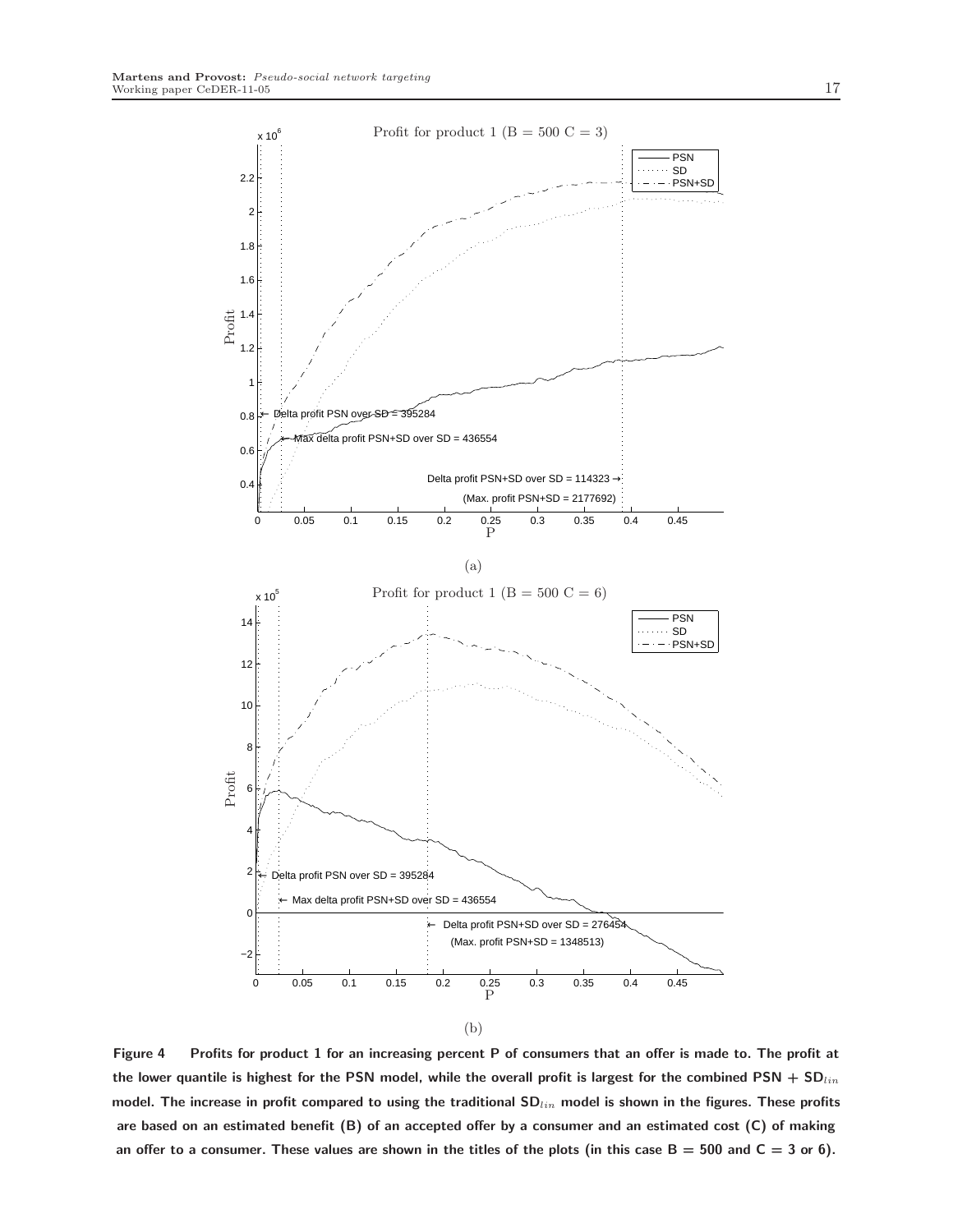Figure 4 Profits for product 1 for an increasing percent P of consumers that an offer is made to. The profit at the lower quantile is highest for the PSN model, while the overall profit is largest for the combined PSN + $SD_{lin}$ model. The increase in profit compared to using the traditional $SD_{lin}$ model is shown in the figures. These profits are based on an estimated benefit (B) of an accepted offer by a consumer and an estimated cost (C) of making an offer to a consumer. These values are shown in the titles of the plots (in this case B = 500 and C = 3 or 6).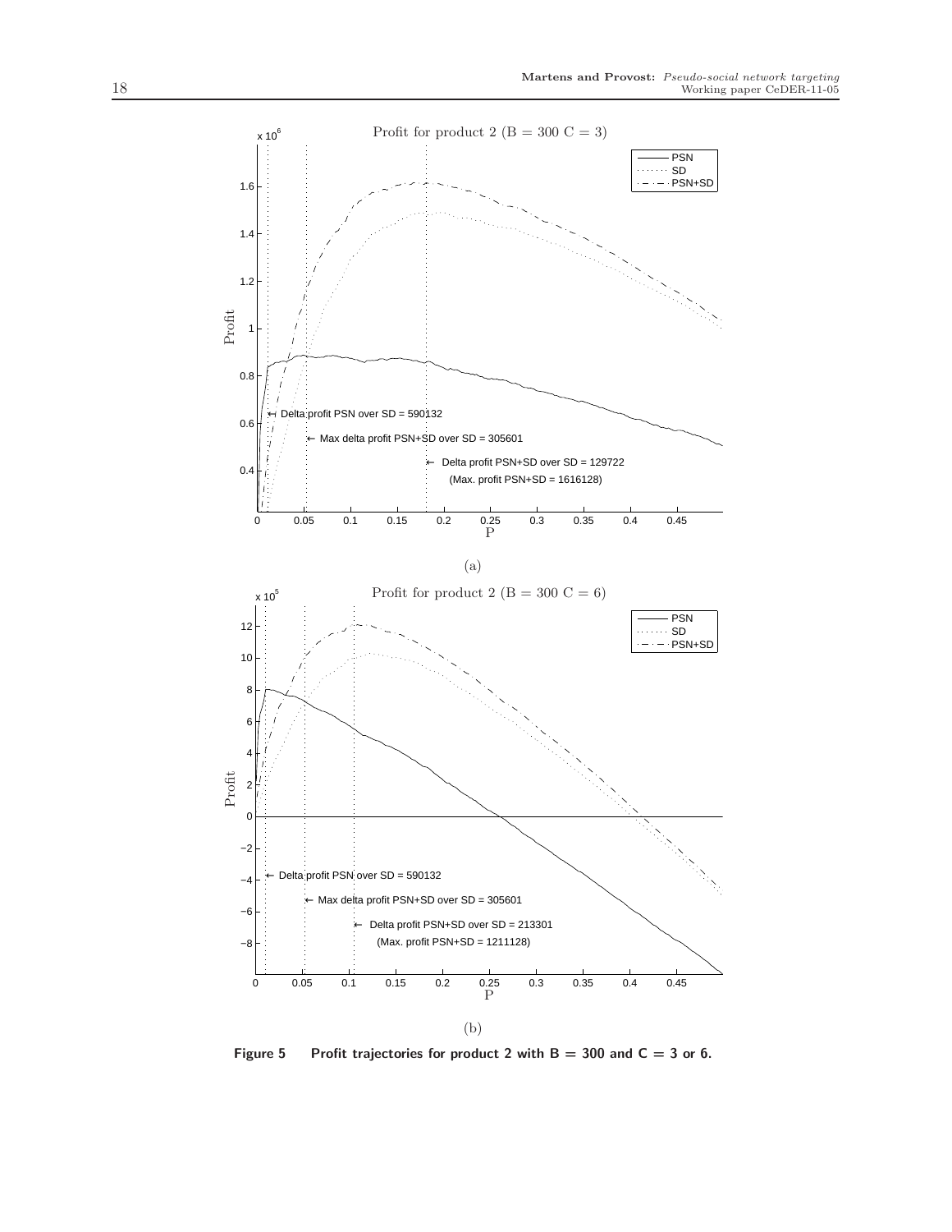(a)

(b)

**Figure 5 Profit trajectories for product 2 with B = 300 and C = 3 or 6.**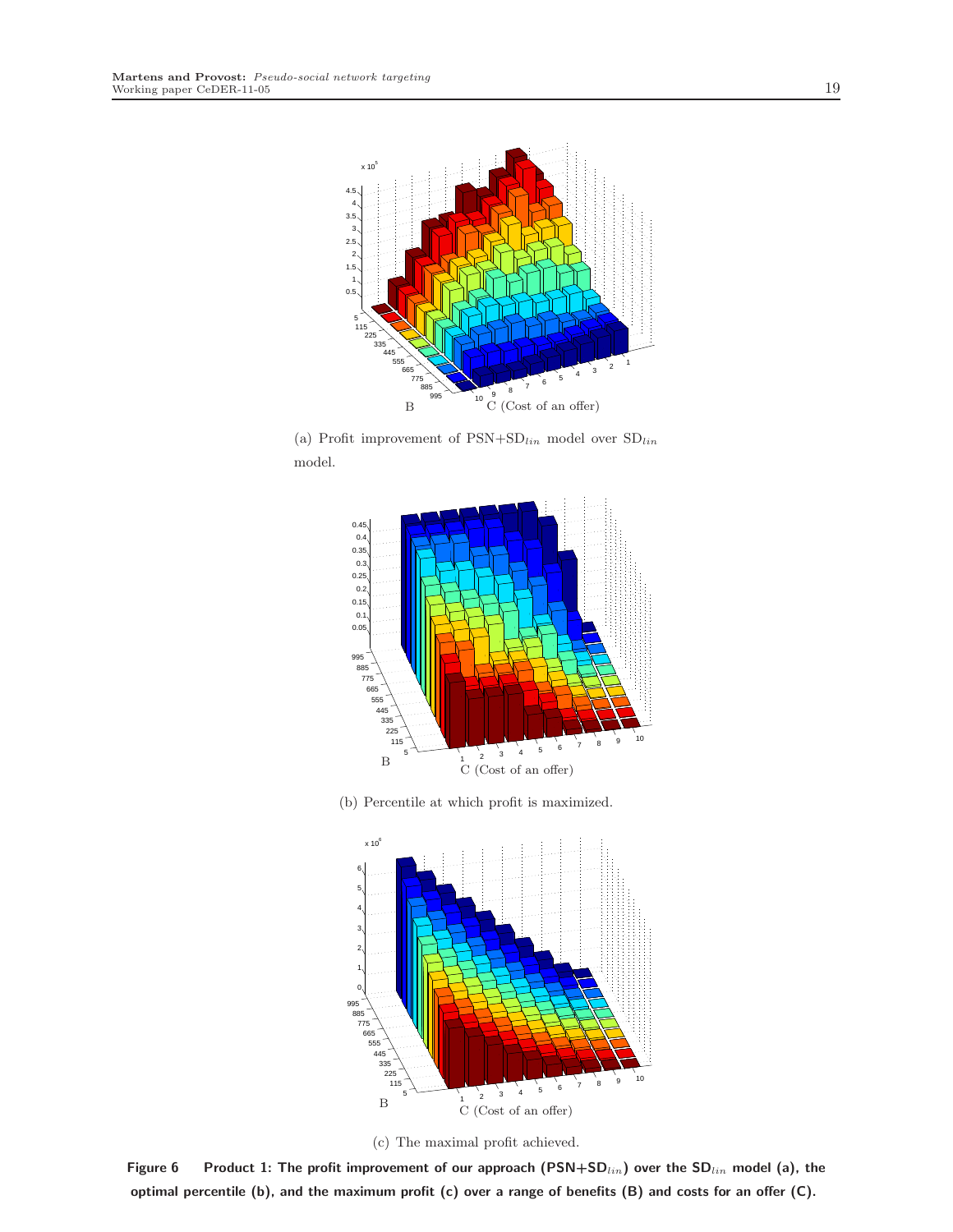(a) Profit improvement of PSN+$SD_{lin}$ model over $SD_{lin}$ model.

(b) Percentile at which profit is maximized.

(c) The maximal profit achieved.

**Figure 6 Product 1: The profit improvement of our approach (PSN+$SD_{lin}$) over the $SD_{lin}$ model (a), the optimal percentile (b), and the maximum profit (c) over a range of benefits (B) and costs for an offer (C).**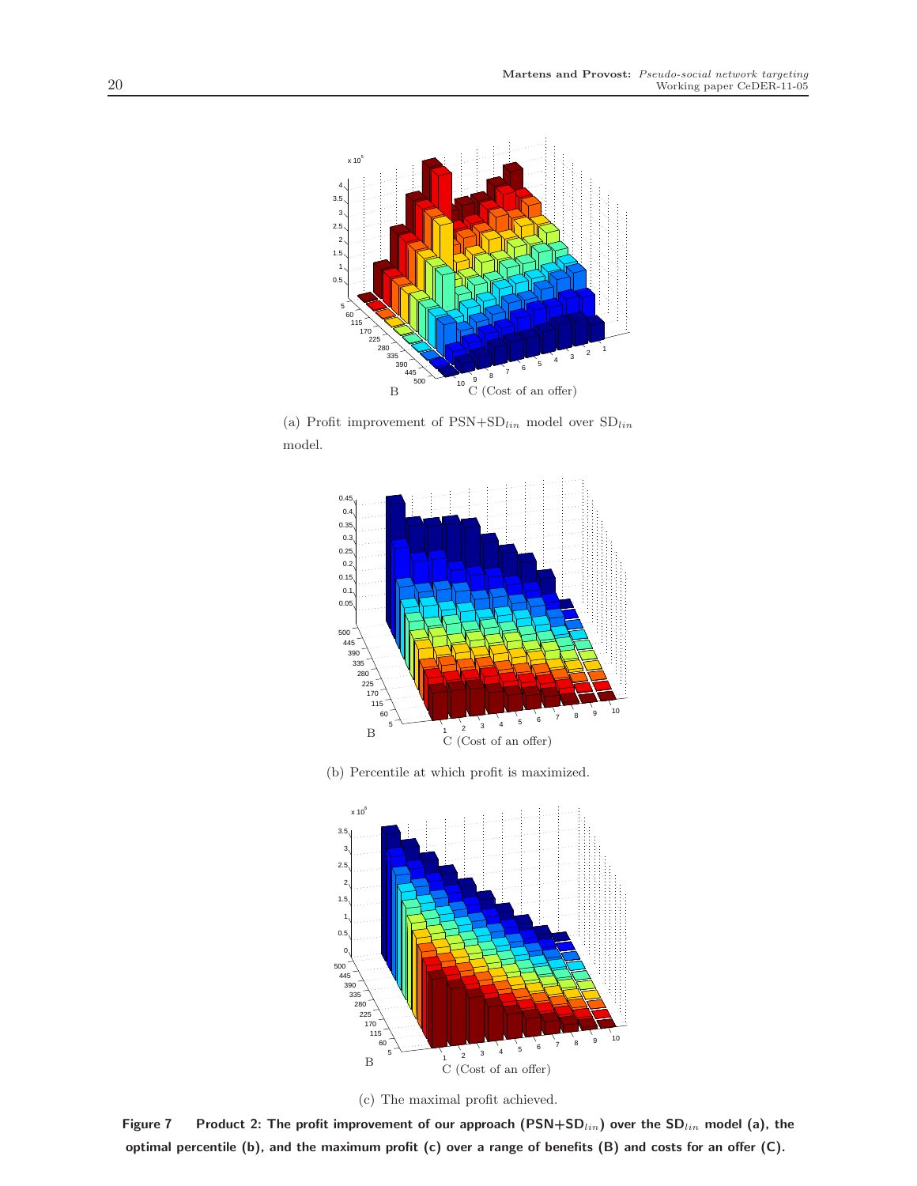(a) Profit improvement of PSN+SD$_{lin}$ model over SD$_{lin}$ model.

(b) Percentile at which profit is maximized.

(c) The maximal profit achieved.

**Figure 7 Product 2: The profit improvement of our approach (PSN+SD$_{lin}$) over the SD$_{lin}$ model (a), the optimal percentile (b), and the maximum profit (c) over a range of benefits (B) and costs for an offer (C).**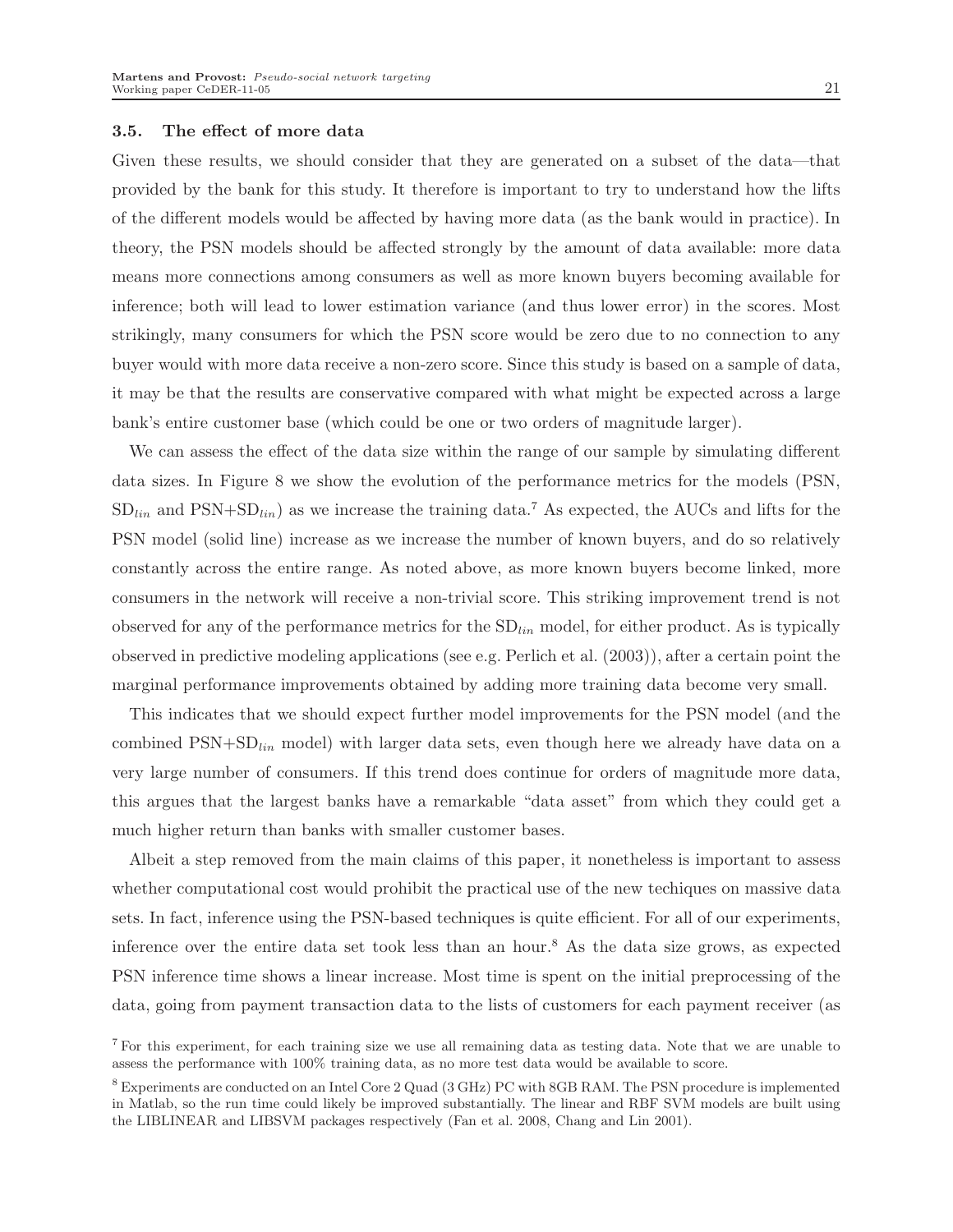### 3.5. The effect of more data

Given these results, we should consider that they are generated on a subset of the data—that provided by the bank for this study. It therefore is important to try to understand how the lifts of the different models would be affected by having more data (as the bank would in practice). In theory, the PSN models should be affected strongly by the amount of data available: more data means more connections among consumers as well as more known buyers becoming available for inference; both will lead to lower estimation variance (and thus lower error) in the scores. Most strikingly, many consumers for which the PSN score would be zero due to no connection to any buyer would with more data receive a non-zero score. Since this study is based on a sample of data, it may be that the results are conservative compared with what might be expected across a large bank's entire customer base (which could be one or two orders of magnitude larger).

We can assess the effect of the data size within the range of our sample by simulating different data sizes. In Figure 8 we show the evolution of the performance metrics for the models (PSN, $\text{SD}_{lin}$ and $\text{PSN+SD}_{lin}$) as we increase the training data.[7] As expected, the AUCs and lifts for the PSN model (solid line) increase as we increase the number of known buyers, and do so relatively constantly across the entire range. As noted above, as more known buyers become linked, more consumers in the network will receive a non-trivial score. This striking improvement trend is not observed for any of the performance metrics for the $\text{SD}_{lin}$ model, for either product. As is typically observed in predictive modeling applications (see e.g. Perlich et al. (2003)), after a certain point the marginal performance improvements obtained by adding more training data become very small.

This indicates that we should expect further model improvements for the PSN model (and the combined $\text{PSN+SD}_{lin}$ model) with larger data sets, even though here we already have data on a very large number of consumers. If this trend does continue for orders of magnitude more data, this argues that the largest banks have a remarkable "data asset" from which they could get a much higher return than banks with smaller customer bases.

Albeit a step removed from the main claims of this paper, it nonetheless is important to assess whether computational cost would prohibit the practical use of the new techiques on massive data sets. In fact, inference using the PSN-based techniques is quite efficient. For all of our experiments, inference over the entire data set took less than an hour.[8] As the data size grows, as expected PSN inference time shows a linear increase. Most time is spent on the initial preprocessing of the data, going from payment transaction data to the lists of customers for each payment receiver (as

[7] For this experiment, for each training size we use all remaining data as testing data. Note that we are unable to assess the performance with 100% training data, as no more test data would be available to score.

[8] Experiments are conducted on an Intel Core 2 Quad (3 GHz) PC with 8GB RAM. The PSN procedure is implemented in Matlab, so the run time could likely be improved substantially. The linear and RBF SVM models are built using the LIBLINEAR and LIBSVM packages respectively (Fan et al. 2008, Chang and Lin 2001).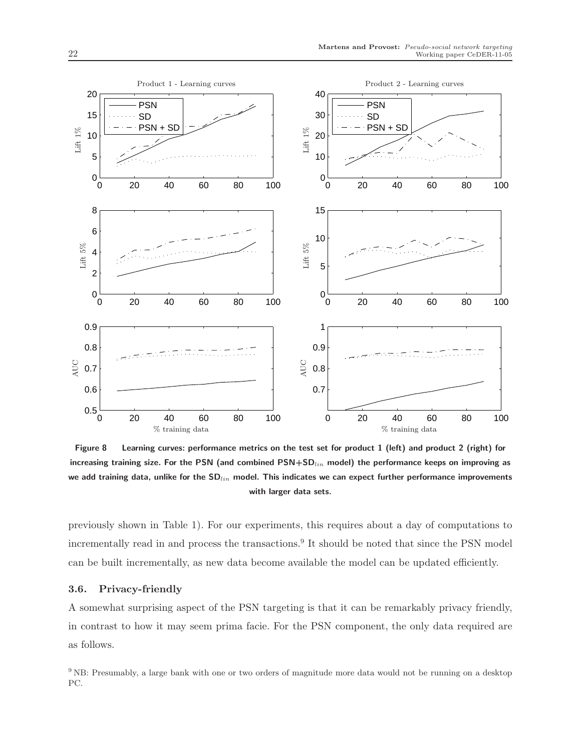**Figure 8 Learning curves: performance metrics on the test set for product 1 (left) and product 2 (right) for increasing training size. For the PSN (and combined PSN+SD$_{lin}$ model) the performance keeps on improving as we add training data, unlike for the SD$_{lin}$ model. This indicates we can expect further performance improvements with larger data sets.**

previously shown in Table 1). For our experiments, this requires about a day of computations to incrementally read in and process the transactions.[9] It should be noted that since the PSN model can be built incrementally, as new data become available the model can be updated efficiently.

### 3.6. Privacy-friendly

A somewhat surprising aspect of the PSN targeting is that it can be remarkably privacy friendly, in contrast to how it may seem prima facie. For the PSN component, the only data required are as follows.

[9] NB: Presumably, a large bank with one or two orders of magnitude more data would not be running on a desktop PC.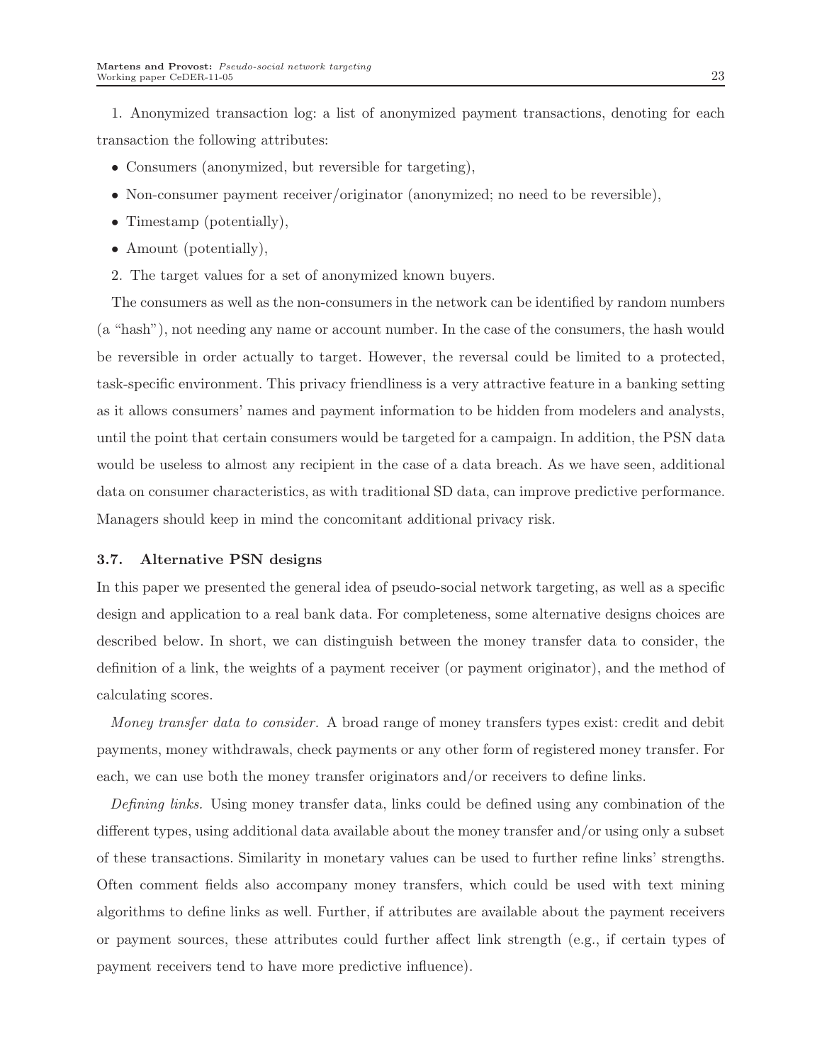1. Anonymized transaction log: a list of anonymized payment transactions, denoting for each transaction the following attributes:

- Consumers (anonymized, but reversible for targeting),
- Non-consumer payment receiver/originator (anonymized; no need to be reversible),
- Timestamp (potentially),
- Amount (potentially),

2. The target values for a set of anonymized known buyers.

The consumers as well as the non-consumers in the network can be identified by random numbers (a "hash"), not needing any name or account number. In the case of the consumers, the hash would be reversible in order actually to target. However, the reversal could be limited to a protected, task-specific environment. This privacy friendliness is a very attractive feature in a banking setting as it allows consumers' names and payment information to be hidden from modelers and analysts, until the point that certain consumers would be targeted for a campaign. In addition, the PSN data would be useless to almost any recipient in the case of a data breach. As we have seen, additional data on consumer characteristics, as with traditional SD data, can improve predictive performance. Managers should keep in mind the concomitant additional privacy risk.

### 3.7. Alternative PSN designs

In this paper we presented the general idea of pseudo-social network targeting, as well as a specific design and application to a real bank data. For completeness, some alternative designs choices are described below. In short, we can distinguish between the money transfer data to consider, the definition of a link, the weights of a payment receiver (or payment originator), and the method of calculating scores.

*Money transfer data to consider.* A broad range of money transfers types exist: credit and debit payments, money withdrawals, check payments or any other form of registered money transfer. For each, we can use both the money transfer originators and/or receivers to define links.

*Defining links.* Using money transfer data, links could be defined using any combination of the different types, using additional data available about the money transfer and/or using only a subset of these transactions. Similarity in monetary values can be used to further refine links' strengths. Often comment fields also accompany money transfers, which could be used with text mining algorithms to define links as well. Further, if attributes are available about the payment receivers or payment sources, these attributes could further affect link strength (e.g., if certain types of payment receivers tend to have more predictive influence).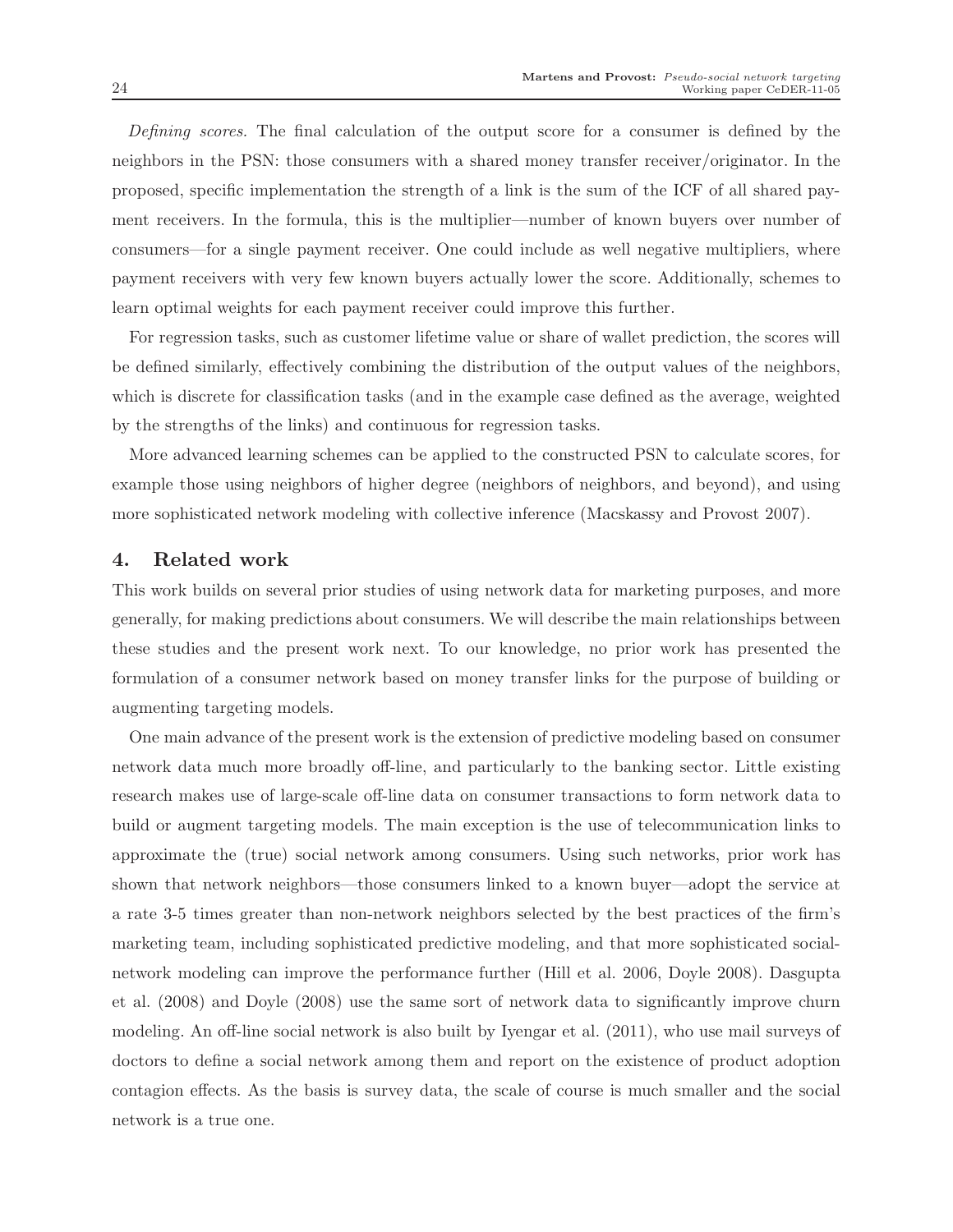*Defining scores.* The final calculation of the output score for a consumer is defined by the neighbors in the PSN: those consumers with a shared money transfer receiver/originator. In the proposed, specific implementation the strength of a link is the sum of the ICF of all shared payment receivers. In the formula, this is the multiplier—number of known buyers over number of consumers—for a single payment receiver. One could include as well negative multipliers, where payment receivers with very few known buyers actually lower the score. Additionally, schemes to learn optimal weights for each payment receiver could improve this further.

For regression tasks, such as customer lifetime value or share of wallet prediction, the scores will be defined similarly, effectively combining the distribution of the output values of the neighbors, which is discrete for classification tasks (and in the example case defined as the average, weighted by the strengths of the links) and continuous for regression tasks.

More advanced learning schemes can be applied to the constructed PSN to calculate scores, for example those using neighbors of higher degree (neighbors of neighbors, and beyond), and using more sophisticated network modeling with collective inference (Macskassy and Provost 2007).

## 4. Related work

This work builds on several prior studies of using network data for marketing purposes, and more generally, for making predictions about consumers. We will describe the main relationships between these studies and the present work next. To our knowledge, no prior work has presented the formulation of a consumer network based on money transfer links for the purpose of building or augmenting targeting models.

One main advance of the present work is the extension of predictive modeling based on consumer network data much more broadly off-line, and particularly to the banking sector. Little existing research makes use of large-scale off-line data on consumer transactions to form network data to build or augment targeting models. The main exception is the use of telecommunication links to approximate the (true) social network among consumers. Using such networks, prior work has shown that network neighbors—those consumers linked to a known buyer—adopt the service at a rate 3-5 times greater than non-network neighbors selected by the best practices of the firm's marketing team, including sophisticated predictive modeling, and that more sophisticated social-network modeling can improve the performance further (Hill et al. 2006, Doyle 2008). Dasgupta et al. (2008) and Doyle (2008) use the same sort of network data to significantly improve churn modeling. An off-line social network is also built by Iyengar et al. (2011), who use mail surveys of doctors to define a social network among them and report on the existence of product adoption contagion effects. As the basis is survey data, the scale of course is much smaller and the social network is a true one.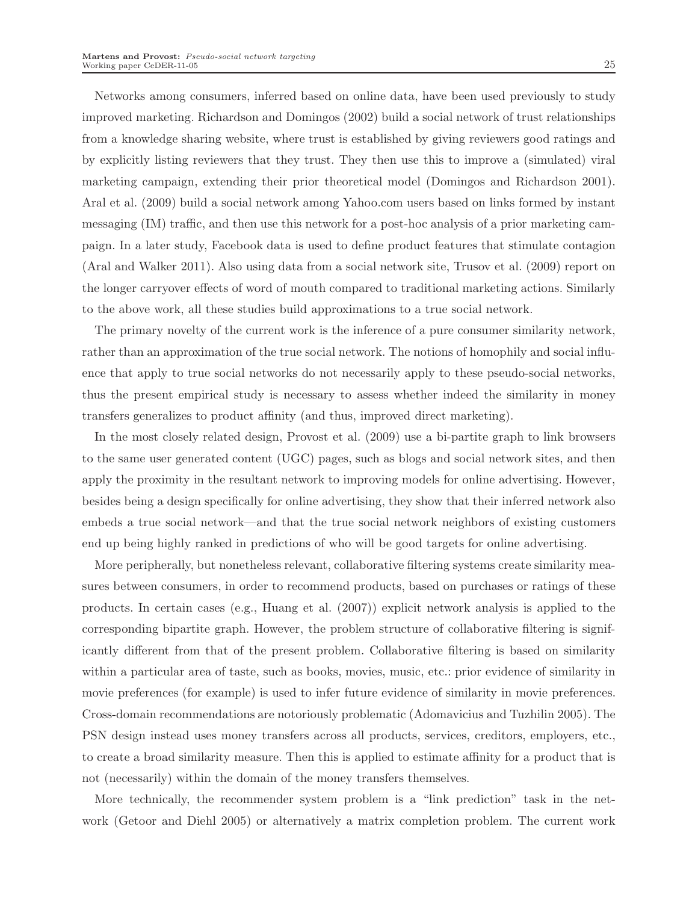Networks among consumers, inferred based on online data, have been used previously to study improved marketing. Richardson and Domingos (2002) build a social network of trust relationships from a knowledge sharing website, where trust is established by giving reviewers good ratings and by explicitly listing reviewers that they trust. They then use this to improve a (simulated) viral marketing campaign, extending their prior theoretical model (Domingos and Richardson 2001). Aral et al. (2009) build a social network among Yahoo.com users based on links formed by instant messaging (IM) traffic, and then use this network for a post-hoc analysis of a prior marketing campaign. In a later study, Facebook data is used to define product features that stimulate contagion (Aral and Walker 2011). Also using data from a social network site, Trusov et al. (2009) report on the longer carryover effects of word of mouth compared to traditional marketing actions. Similarly to the above work, all these studies build approximations to a true social network.

The primary novelty of the current work is the inference of a pure consumer similarity network, rather than an approximation of the true social network. The notions of homophily and social influence that apply to true social networks do not necessarily apply to these pseudo-social networks, thus the present empirical study is necessary to assess whether indeed the similarity in money transfers generalizes to product affinity (and thus, improved direct marketing).

In the most closely related design, Provost et al. (2009) use a bi-partite graph to link browsers to the same user generated content (UGC) pages, such as blogs and social network sites, and then apply the proximity in the resultant network to improving models for online advertising. However, besides being a design specifically for online advertising, they show that their inferred network also embeds a true social network—and that the true social network neighbors of existing customers end up being highly ranked in predictions of who will be good targets for online advertising.

More peripherally, but nonetheless relevant, collaborative filtering systems create similarity measures between consumers, in order to recommend products, based on purchases or ratings of these products. In certain cases (e.g., Huang et al. (2007)) explicit network analysis is applied to the corresponding bipartite graph. However, the problem structure of collaborative filtering is significantly different from that of the present problem. Collaborative filtering is based on similarity within a particular area of taste, such as books, movies, music, etc.: prior evidence of similarity in movie preferences (for example) is used to infer future evidence of similarity in movie preferences. Cross-domain recommendations are notoriously problematic (Adomavicius and Tuzhilin 2005). The PSN design instead uses money transfers across all products, services, creditors, employers, etc., to create a broad similarity measure. Then this is applied to estimate affinity for a product that is not (necessarily) within the domain of the money transfers themselves.

More technically, the recommender system problem is a "link prediction" task in the network (Getoor and Diehl 2005) or alternatively a matrix completion problem. The current work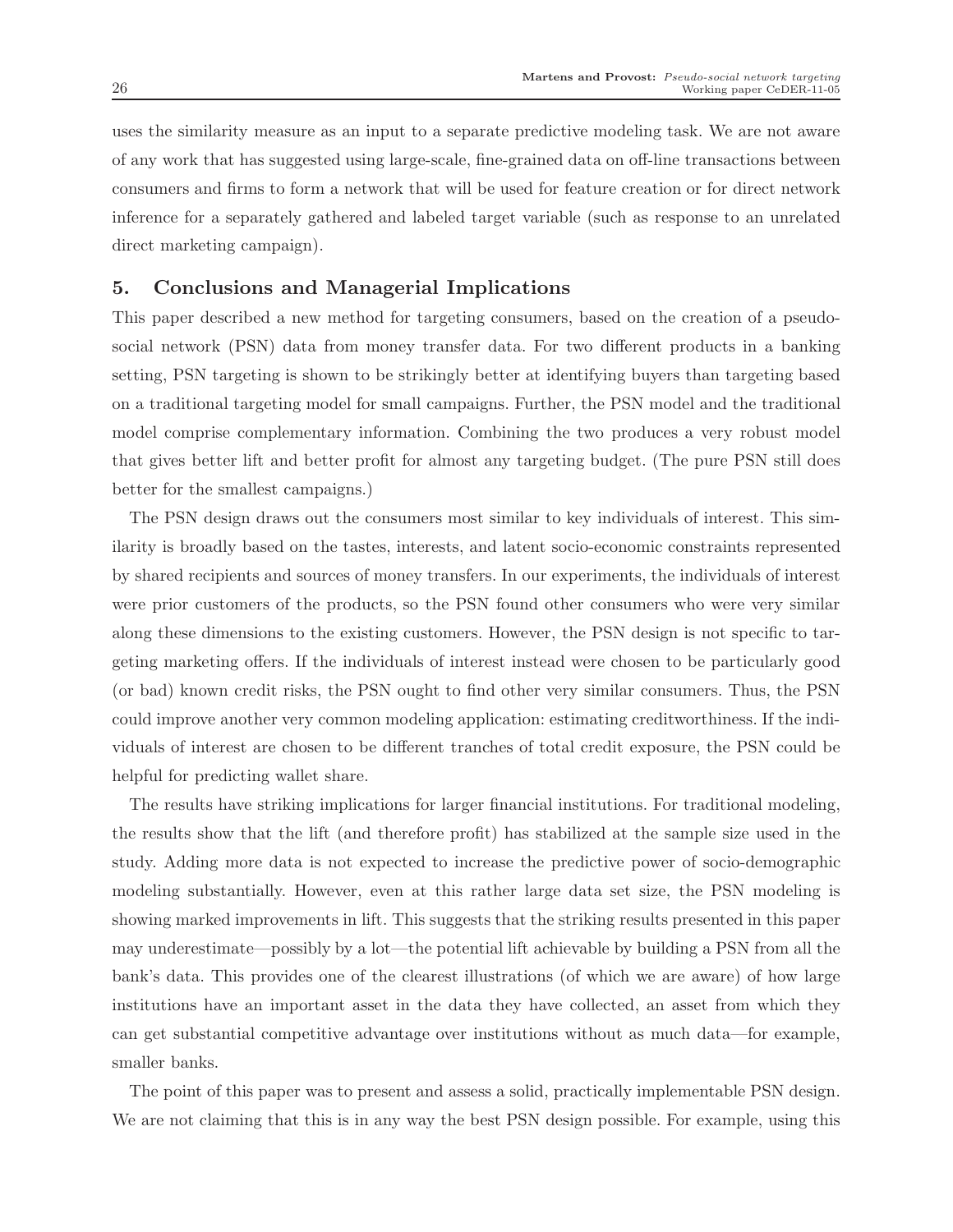uses the similarity measure as an input to a separate predictive modeling task. We are not aware of any work that has suggested using large-scale, fine-grained data on off-line transactions between consumers and firms to form a network that will be used for feature creation or for direct network inference for a separately gathered and labeled target variable (such as response to an unrelated direct marketing campaign).

## 5. Conclusions and Managerial Implications

This paper described a new method for targeting consumers, based on the creation of a pseudo-social network (PSN) data from money transfer data. For two different products in a banking setting, PSN targeting is shown to be strikingly better at identifying buyers than targeting based on a traditional targeting model for small campaigns. Further, the PSN model and the traditional model comprise complementary information. Combining the two produces a very robust model that gives better lift and better profit for almost any targeting budget. (The pure PSN still does better for the smallest campaigns.)

The PSN design draws out the consumers most similar to key individuals of interest. This similarity is broadly based on the tastes, interests, and latent socio-economic constraints represented by shared recipients and sources of money transfers. In our experiments, the individuals of interest were prior customers of the products, so the PSN found other consumers who were very similar along these dimensions to the existing customers. However, the PSN design is not specific to targeting marketing offers. If the individuals of interest instead were chosen to be particularly good (or bad) known credit risks, the PSN ought to find other very similar consumers. Thus, the PSN could improve another very common modeling application: estimating creditworthiness. If the individuals of interest are chosen to be different tranches of total credit exposure, the PSN could be helpful for predicting wallet share.

The results have striking implications for larger financial institutions. For traditional modeling, the results show that the lift (and therefore profit) has stabilized at the sample size used in the study. Adding more data is not expected to increase the predictive power of socio-demographic modeling substantially. However, even at this rather large data set size, the PSN modeling is showing marked improvements in lift. This suggests that the striking results presented in this paper may underestimate—possibly by a lot—the potential lift achievable by building a PSN from all the bank's data. This provides one of the clearest illustrations (of which we are aware) of how large institutions have an important asset in the data they have collected, an asset from which they can get substantial competitive advantage over institutions without as much data—for example, smaller banks.

The point of this paper was to present and assess a solid, practically implementable PSN design. We are not claiming that this is in any way the best PSN design possible. For example, using this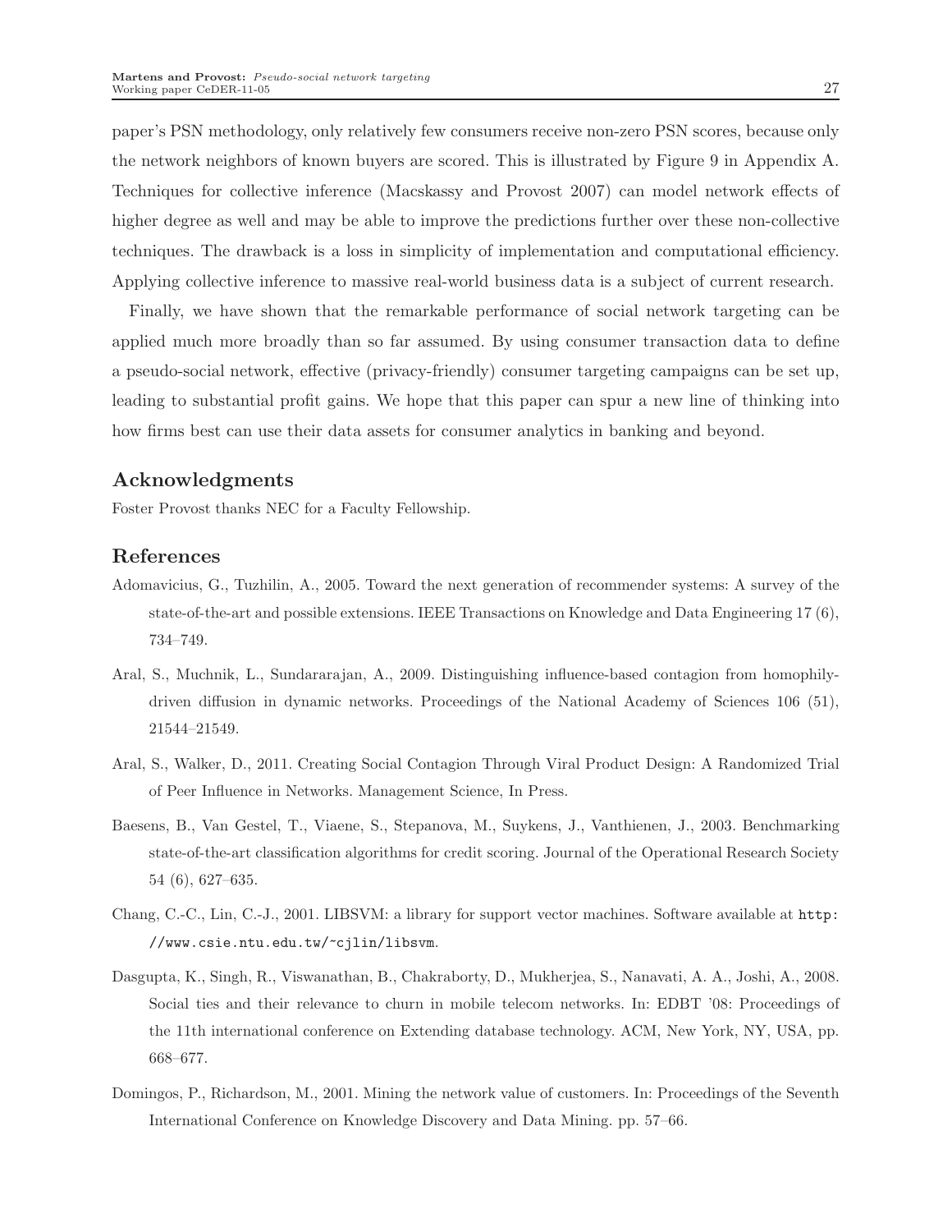paper's PSN methodology, only relatively few consumers receive non-zero PSN scores, because only the network neighbors of known buyers are scored. This is illustrated by Figure 9 in Appendix A. Techniques for collective inference (Macskassy and Provost 2007) can model network effects of higher degree as well and may be able to improve the predictions further over these non-collective techniques. The drawback is a loss in simplicity of implementation and computational efficiency. Applying collective inference to massive real-world business data is a subject of current research.

Finally, we have shown that the remarkable performance of social network targeting can be applied much more broadly than so far assumed. By using consumer transaction data to define a pseudo-social network, effective (privacy-friendly) consumer targeting campaigns can be set up, leading to substantial profit gains. We hope that this paper can spur a new line of thinking into how firms best can use their data assets for consumer analytics in banking and beyond.

## Acknowledgments

Foster Provost thanks NEC for a Faculty Fellowship.

## References

Adomavicius, G., Tuzhilin, A., 2005. Toward the next generation of recommender systems: A survey of the state-of-the-art and possible extensions. IEEE Transactions on Knowledge and Data Engineering 17 (6), 734–749.

Aral, S., Muchnik, L., Sundararajan, A., 2009. Distinguishing influence-based contagion from homophily-driven diffusion in dynamic networks. Proceedings of the National Academy of Sciences 106 (51), 21544–21549.

Aral, S., Walker, D., 2011. Creating Social Contagion Through Viral Product Design: A Randomized Trial of Peer Influence in Networks. Management Science, In Press.

Baesens, B., Van Gestel, T., Viaene, S., Stepanova, M., Suykens, J., Vanthienen, J., 2003. Benchmarking state-of-the-art classification algorithms for credit scoring. Journal of the Operational Research Society 54 (6), 627–635.

Chang, C.-C., Lin, C.-J., 2001. LIBSVM: a library for support vector machines. Software available at `http://www.csie.ntu.edu.tw/~cjlin/libsvm`.

Dasgupta, K., Singh, R., Viswanathan, B., Chakraborty, D., Mukherjea, S., Nanavati, A. A., Joshi, A., 2008. Social ties and their relevance to churn in mobile telecom networks. In: EDBT '08: Proceedings of the 11th international conference on Extending database technology. ACM, New York, NY, USA, pp. 668–677.

Domingos, P., Richardson, M., 2001. Mining the network value of customers. In: Proceedings of the Seventh International Conference on Knowledge Discovery and Data Mining. pp. 57–66.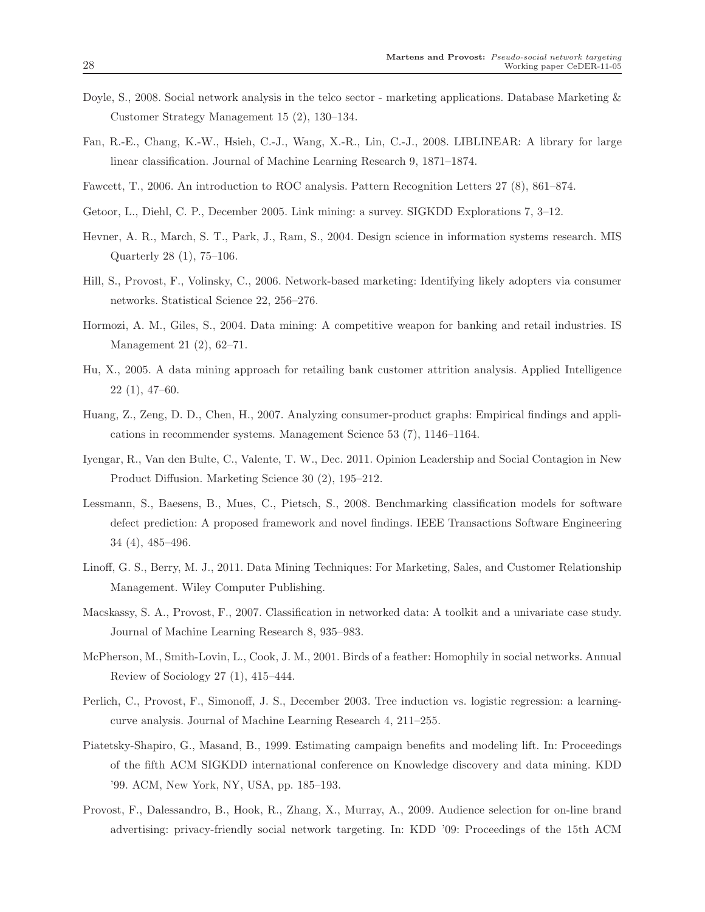Doyle, S., 2008. Social network analysis in the telco sector - marketing applications. Database Marketing & Customer Strategy Management 15 (2), 130–134.

Fan, R.-E., Chang, K.-W., Hsieh, C.-J., Wang, X.-R., Lin, C.-J., 2008. LIBLINEAR: A library for large linear classification. Journal of Machine Learning Research 9, 1871–1874.

Fawcett, T., 2006. An introduction to ROC analysis. Pattern Recognition Letters 27 (8), 861–874.

Getoor, L., Diehl, C. P., December 2005. Link mining: a survey. SIGKDD Explorations 7, 3–12.

Hevner, A. R., March, S. T., Park, J., Ram, S., 2004. Design science in information systems research. MIS Quarterly 28 (1), 75–106.

Hill, S., Provost, F., Volinsky, C., 2006. Network-based marketing: Identifying likely adopters via consumer networks. Statistical Science 22, 256–276.

Hormozi, A. M., Giles, S., 2004. Data mining: A competitive weapon for banking and retail industries. IS Management 21 (2), 62–71.

Hu, X., 2005. A data mining approach for retailing bank customer attrition analysis. Applied Intelligence 22 (1), 47–60.

Huang, Z., Zeng, D. D., Chen, H., 2007. Analyzing consumer-product graphs: Empirical findings and applications in recommender systems. Management Science 53 (7), 1146–1164.

Iyengar, R., Van den Bulte, C., Valente, T. W., Dec. 2011. Opinion Leadership and Social Contagion in New Product Diffusion. Marketing Science 30 (2), 195–212.

Lessmann, S., Baesens, B., Mues, C., Pietsch, S., 2008. Benchmarking classification models for software defect prediction: A proposed framework and novel findings. IEEE Transactions Software Engineering 34 (4), 485–496.

Linoff, G. S., Berry, M. J., 2011. Data Mining Techniques: For Marketing, Sales, and Customer Relationship Management. Wiley Computer Publishing.

Macskassy, S. A., Provost, F., 2007. Classification in networked data: A toolkit and a univariate case study. Journal of Machine Learning Research 8, 935–983.

McPherson, M., Smith-Lovin, L., Cook, J. M., 2001. Birds of a feather: Homophily in social networks. Annual Review of Sociology 27 (1), 415–444.

Perlich, C., Provost, F., Simonoff, J. S., December 2003. Tree induction vs. logistic regression: a learning-curve analysis. Journal of Machine Learning Research 4, 211–255.

Piatetsky-Shapiro, G., Masand, B., 1999. Estimating campaign benefits and modeling lift. In: Proceedings of the fifth ACM SIGKDD international conference on Knowledge discovery and data mining. KDD '99. ACM, New York, NY, USA, pp. 185–193.

Provost, F., Dalessandro, B., Hook, R., Zhang, X., Murray, A., 2009. Audience selection for on-line brand advertising: privacy-friendly social network targeting. In: KDD '09: Proceedings of the 15th ACM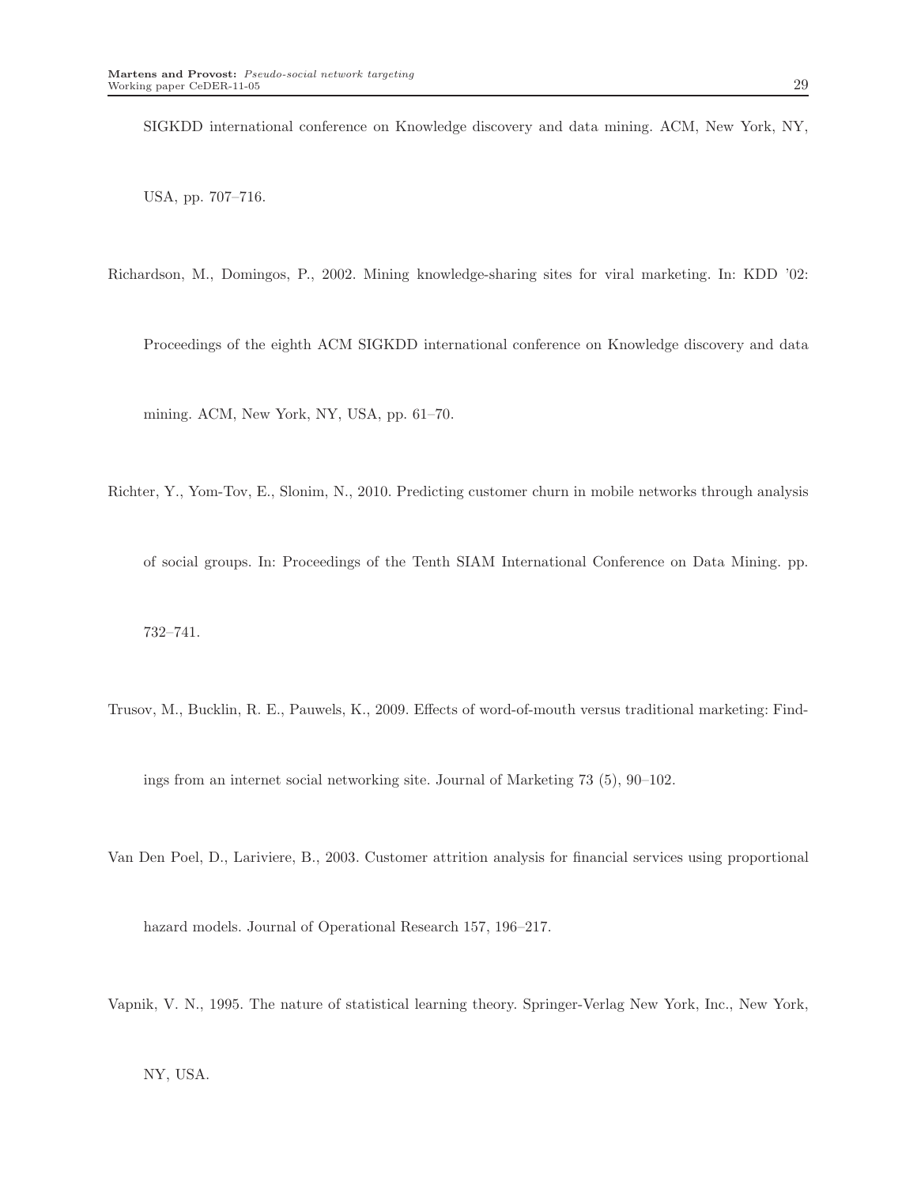SIGKDD international conference on Knowledge discovery and data mining. ACM, New York, NY, USA, pp. 707–716.

Richardson, M., Domingos, P., 2002. Mining knowledge-sharing sites for viral marketing. In: KDD '02: Proceedings of the eighth ACM SIGKDD international conference on Knowledge discovery and data mining. ACM, New York, NY, USA, pp. 61–70.

Richter, Y., Yom-Tov, E., Slonim, N., 2010. Predicting customer churn in mobile networks through analysis of social groups. In: Proceedings of the Tenth SIAM International Conference on Data Mining. pp. 732–741.

Trusov, M., Bucklin, R. E., Pauwels, K., 2009. Effects of word-of-mouth versus traditional marketing: Findings from an internet social networking site. Journal of Marketing 73 (5), 90–102.

Van Den Poel, D., Lariviere, B., 2003. Customer attrition analysis for financial services using proportional hazard models. Journal of Operational Research 157, 196–217.

Vapnik, V. N., 1995. The nature of statistical learning theory. Springer-Verlag New York, Inc., New York, NY, USA.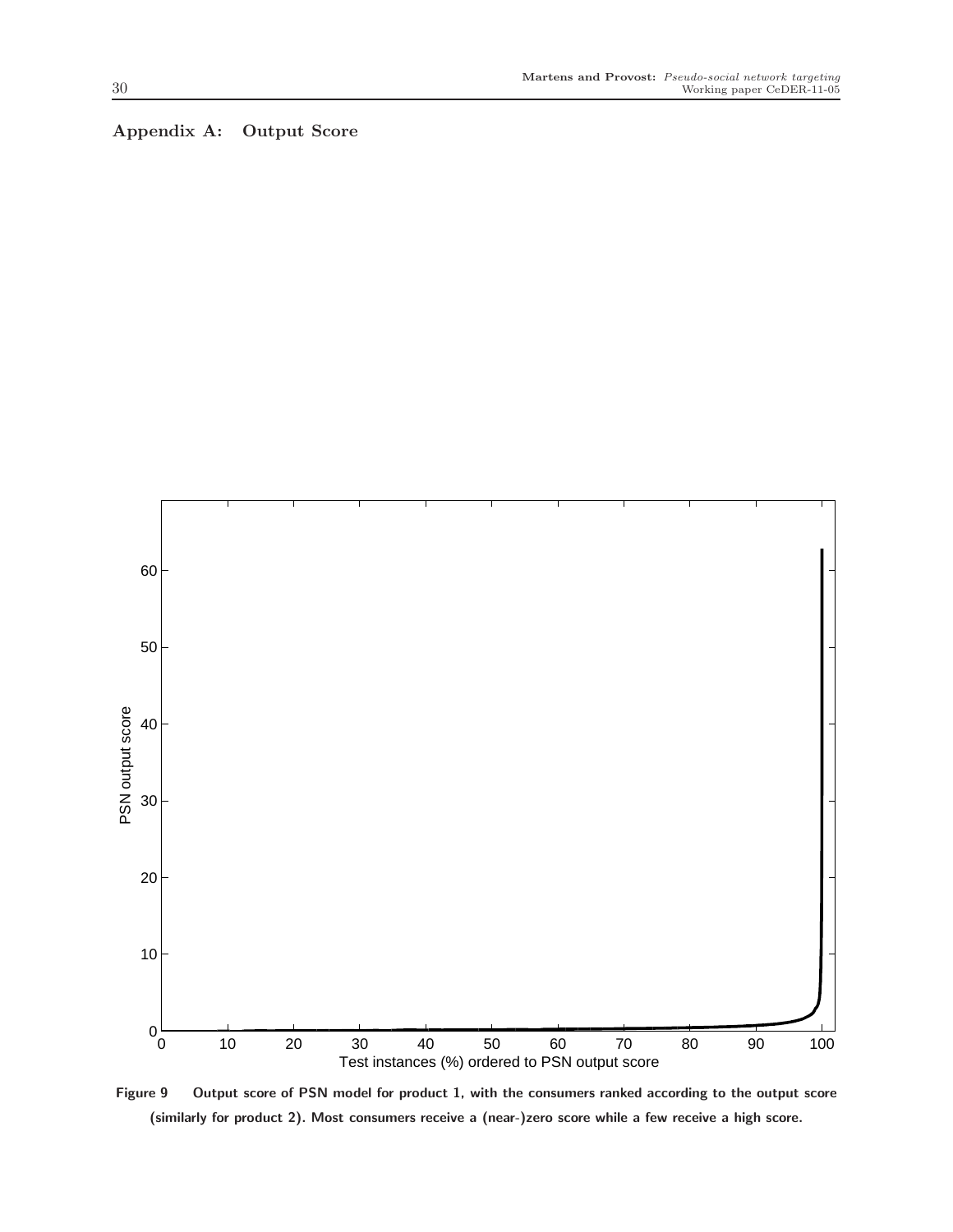## Appendix A: Output Score

**Figure 9** Output score of PSN model for product 1, with the consumers ranked according to the output score (similarly for product 2). Most consumers receive a (near-)zero score while a few receive a high score.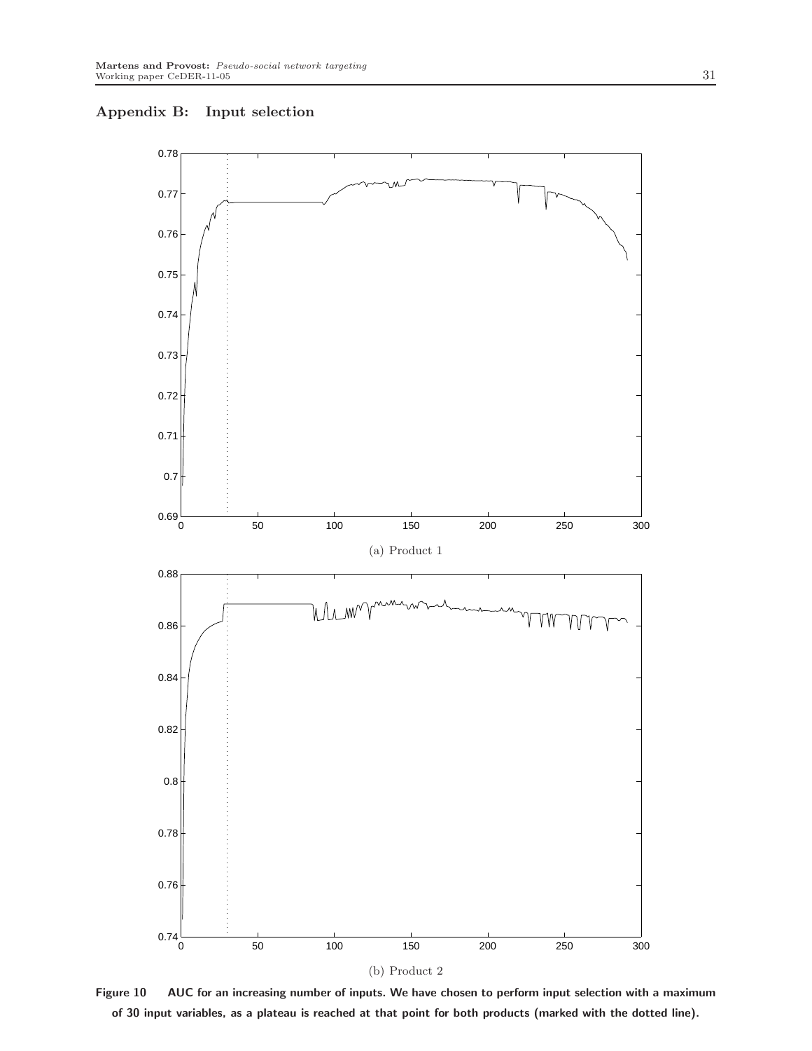## Appendix B: Input selection

0.78
0.77
0.76
0.75
0.74
0.73
0.72
0.71
0.7
0.69
0 50 100 150 200 250 300

(a) Product 1

0.88
0.86
0.84
0.82
0.8
0.78
0.76
0.74
0 50 100 150 200 250 300

(b) Product 2

**Figure 10 AUC for an increasing number of inputs. We have chosen to perform input selection with a maximum of 30 input variables, as a plateau is reached at that point for both products (marked with the dotted line).**